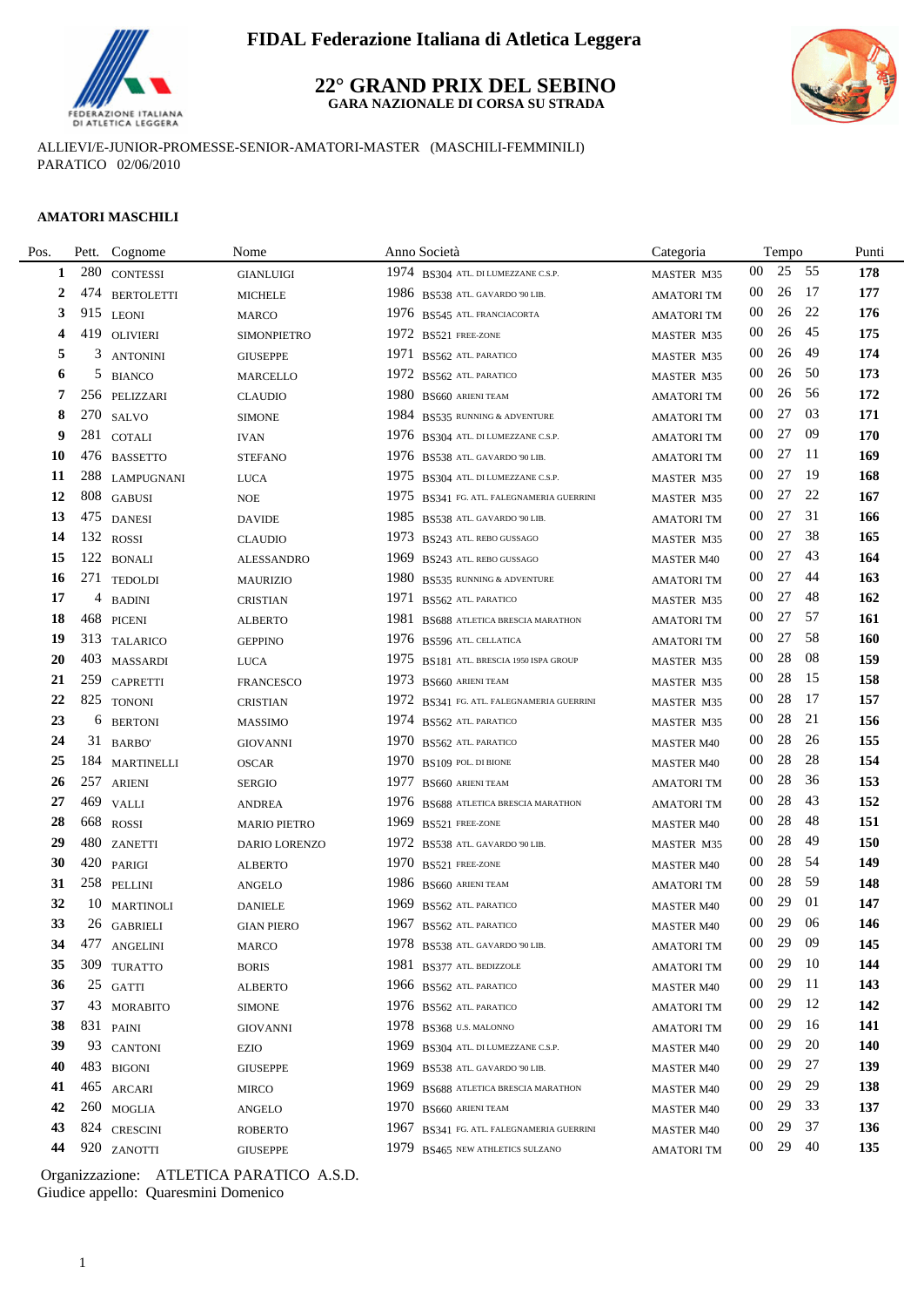# FIDAL Federazione Italiana di Atletica Leggera

## 22° GRAND PRIX DEL SEBINO

**GARA NAZIONALE DI CORSA SU STRADA**

ALLIEVI/E-JUNIOR-PROMESSE-SENIOR-AMATORI-MASTER (MASCHILI-FEMMINILI)
PARATICO 02/06/2010

**AMATORI MASCHILI**

| Pos. | Pett. | Cognome | Nome | Anno | Società | Categoria | Tempo | | | Punti |
|---|---|---|---|---|---|---|---|---|---|---|
| 1 | 280 | CONTESSI | GIANLUIGI | 1974 | BS304 ATL. DI LUMEZZANE C.S.P. | MASTER M35 | 00 | 25 | 55 | 178 |
| 2 | 474 | BERTOLETTI | MICHELE | 1986 | BS538 ATL. GAVARDO '90 LIB. | AMATORI TM | 00 | 26 | 17 | 177 |
| 3 | 915 | LEONI | MARCO | 1976 | BS545 ATL. FRANCIACORTA | AMATORI TM | 00 | 26 | 22 | 176 |
| 4 | 419 | OLIVIERI | SIMONPIETRO | 1972 | BS521 FREE-ZONE | MASTER M35 | 00 | 26 | 45 | 175 |
| 5 | 3 | ANTONINI | GIUSEPPE | 1971 | BS562 ATL. PARATICO | MASTER M35 | 00 | 26 | 49 | 174 |
| 6 | 5 | BIANCO | MARCELLO | 1972 | BS562 ATL. PARATICO | MASTER M35 | 00 | 26 | 50 | 173 |
| 7 | 256 | PELIZZARI | CLAUDIO | 1980 | BS660 ARIENI TEAM | AMATORI TM | 00 | 26 | 56 | 172 |
| 8 | 270 | SALVO | SIMONE | 1984 | BS535 RUNNING & ADVENTURE | AMATORI TM | 00 | 27 | 03 | 171 |
| 9 | 281 | COTALI | IVAN | 1976 | BS304 ATL. DI LUMEZZANE C.S.P. | AMATORI TM | 00 | 27 | 09 | 170 |
| 10 | 476 | BASSETTO | STEFANO | 1976 | BS538 ATL. GAVARDO '90 LIB. | AMATORI TM | 00 | 27 | 11 | 169 |
| 11 | 288 | LAMPUGNANI | LUCA | 1975 | BS304 ATL. DI LUMEZZANE C.S.P. | MASTER M35 | 00 | 27 | 19 | 168 |
| 12 | 808 | GABUSI | NOE | 1975 | BS341 FG. ATL. FALEGNAMERIA GUERRINI | MASTER M35 | 00 | 27 | 22 | 167 |
| 13 | 475 | DANESI | DAVIDE | 1985 | BS538 ATL. GAVARDO '90 LIB. | AMATORI TM | 00 | 27 | 31 | 166 |
| 14 | 132 | ROSSI | CLAUDIO | 1973 | BS243 ATL. REBO GUSSAGO | MASTER M35 | 00 | 27 | 38 | 165 |
| 15 | 122 | BONALI | ALESSANDRO | 1969 | BS243 ATL. REBO GUSSAGO | MASTER M40 | 00 | 27 | 43 | 164 |
| 16 | 271 | TEDOLDI | MAURIZIO | 1980 | BS535 RUNNING & ADVENTURE | AMATORI TM | 00 | 27 | 44 | 163 |
| 17 | 4 | BADINI | CRISTIAN | 1971 | BS562 ATL. PARATICO | MASTER M35 | 00 | 27 | 48 | 162 |
| 18 | 468 | PICENI | ALBERTO | 1981 | BS688 ATLETICA BRESCIA MARATHON | AMATORI TM | 00 | 27 | 57 | 161 |
| 19 | 313 | TALARICO | GEPPINO | 1976 | BS596 ATL. CELLATICA | AMATORI TM | 00 | 27 | 58 | 160 |
| 20 | 403 | MASSARDI | LUCA | 1975 | BS181 ATL. BRESCIA 1950 ISPA GROUP | MASTER M35 | 00 | 28 | 08 | 159 |
| 21 | 259 | CAPRETTI | FRANCESCO | 1973 | BS660 ARIENI TEAM | MASTER M35 | 00 | 28 | 15 | 158 |
| 22 | 825 | TONONI | CRISTIAN | 1972 | BS341 FG. ATL. FALEGNAMERIA GUERRINI | MASTER M35 | 00 | 28 | 17 | 157 |
| 23 | 6 | BERTONI | MASSIMO | 1974 | BS562 ATL. PARATICO | MASTER M35 | 00 | 28 | 21 | 156 |
| 24 | 31 | BARBO' | GIOVANNI | 1970 | BS562 ATL. PARATICO | MASTER M40 | 00 | 28 | 26 | 155 |
| 25 | 184 | MARTINELLI | OSCAR | 1970 | BS109 POL. DI BIONE | MASTER M40 | 00 | 28 | 28 | 154 |
| 26 | 257 | ARIENI | SERGIO | 1977 | BS660 ARIENI TEAM | AMATORI TM | 00 | 28 | 36 | 153 |
| 27 | 469 | VALLI | ANDREA | 1976 | BS688 ATLETICA BRESCIA MARATHON | AMATORI TM | 00 | 28 | 43 | 152 |
| 28 | 668 | ROSSI | MARIO PIETRO | 1969 | BS521 FREE-ZONE | MASTER M40 | 00 | 28 | 48 | 151 |
| 29 | 480 | ZANETTI | DARIO LORENZO | 1972 | BS538 ATL. GAVARDO '90 LIB. | MASTER M35 | 00 | 28 | 49 | 150 |
| 30 | 420 | PARIGI | ALBERTO | 1970 | BS521 FREE-ZONE | MASTER M40 | 00 | 28 | 54 | 149 |
| 31 | 258 | PELLINI | ANGELO | 1986 | BS660 ARIENI TEAM | AMATORI TM | 00 | 28 | 59 | 148 |
| 32 | 10 | MARTINOLI | DANIELE | 1969 | BS562 ATL. PARATICO | MASTER M40 | 00 | 29 | 01 | 147 |
| 33 | 26 | GABRIELI | GIAN PIERO | 1967 | BS562 ATL. PARATICO | MASTER M40 | 00 | 29 | 06 | 146 |
| 34 | 477 | ANGELINI | MARCO | 1978 | BS538 ATL. GAVARDO '90 LIB. | AMATORI TM | 00 | 29 | 09 | 145 |
| 35 | 309 | TURATTO | BORIS | 1981 | BS377 ATL. BEDIZZOLE | AMATORI TM | 00 | 29 | 10 | 144 |
| 36 | 25 | GATTI | ALBERTO | 1966 | BS562 ATL. PARATICO | MASTER M40 | 00 | 29 | 11 | 143 |
| 37 | 43 | MORABITO | SIMONE | 1976 | BS562 ATL. PARATICO | AMATORI TM | 00 | 29 | 12 | 142 |
| 38 | 831 | PAINI | GIOVANNI | 1978 | BS368 U.S. MALONNO | AMATORI TM | 00 | 29 | 16 | 141 |
| 39 | 93 | CANTONI | EZIO | 1969 | BS304 ATL. DI LUMEZZANE C.S.P. | MASTER M40 | 00 | 29 | 20 | 140 |
| 40 | 483 | BIGONI | GIUSEPPE | 1969 | BS538 ATL. GAVARDO '90 LIB. | MASTER M40 | 00 | 29 | 27 | 139 |
| 41 | 465 | ARCARI | MIRCO | 1969 | BS688 ATLETICA BRESCIA MARATHON | MASTER M40 | 00 | 29 | 29 | 138 |
| 42 | 260 | MOGLIA | ANGELO | 1970 | BS660 ARIENI TEAM | MASTER M40 | 00 | 29 | 33 | 137 |
| 43 | 824 | CRESCINI | ROBERTO | 1967 | BS341 FG. ATL. FALEGNAMERIA GUERRINI | MASTER M40 | 00 | 29 | 37 | 136 |
| 44 | 920 | ZANOTTI | GIUSEPPE | 1979 | BS465 NEW ATHLETICS SULZANO | AMATORI TM | 00 | 29 | 40 | 135 |

Organizzazione: ATLETICA PARATICO A.S.D.
Giudice appello: Quaresmini Domenico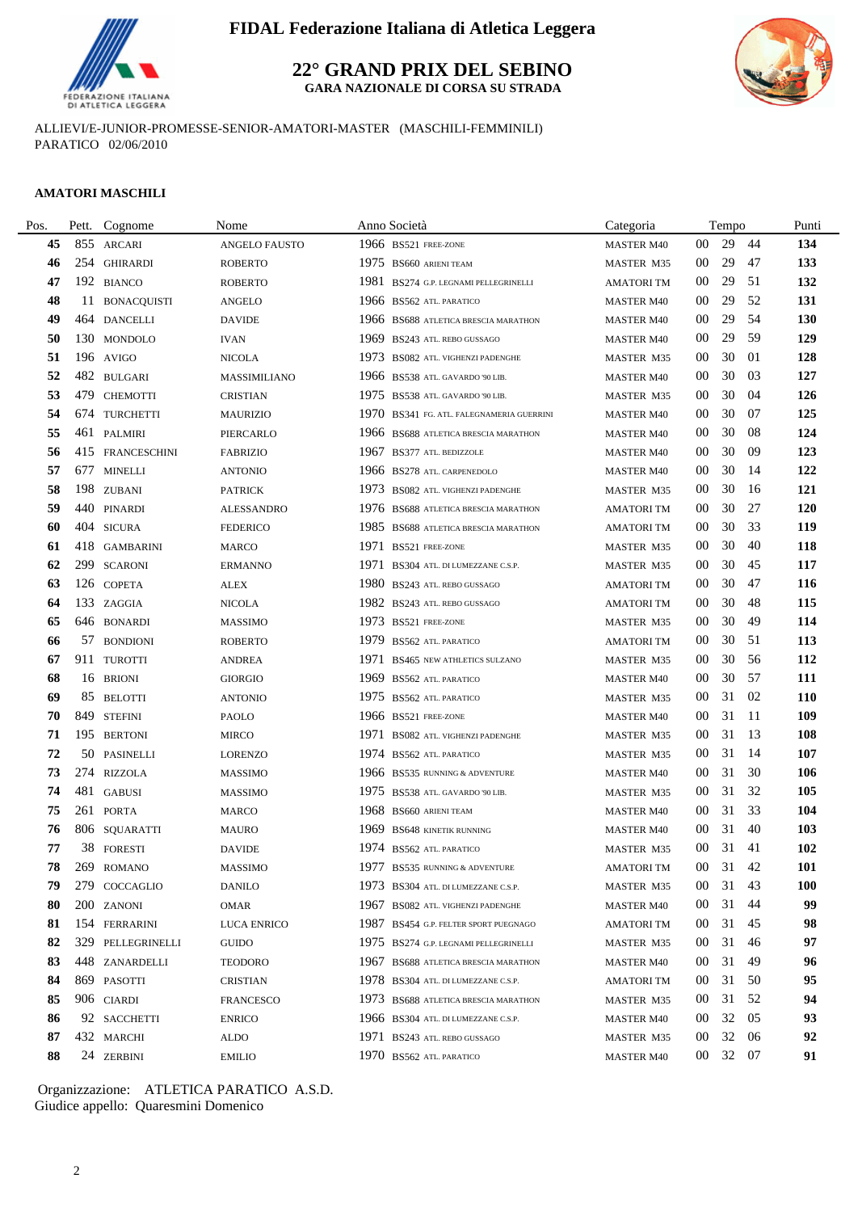# FIDAL Federazione Italiana di Atletica Leggera

## 22° GRAND PRIX DEL SEBINO

### GARA NAZIONALE DI CORSA SU STRADA

ALLIEVI/E-JUNIOR-PROMESSE-SENIOR-AMATORI-MASTER (MASCHILI-FEMMINILI)
PARATICO 02/06/2010

**AMATORI MASCHILI**

| Pos. | Pett. | Cognome | Nome | Anno | Società | Categoria | Tempo | | | Punti |
|---|---|---|---|---|---|---|---|---|---|---|
| 45 | 855 | ARCARI | ANGELO FAUSTO | 1966 | BS521 FREE-ZONE | MASTER M40 | 00 | 29 | 44 | 134 |
| 46 | 254 | GHIRARDI | ROBERTO | 1975 | BS660 ARIENI TEAM | MASTER M35 | 00 | 29 | 47 | 133 |
| 47 | 192 | BIANCO | ROBERTO | 1981 | BS274 G.P. LEGNAMI PELLEGRINELLI | AMATORI TM | 00 | 29 | 51 | 132 |
| 48 | 11 | BONACQUISTI | ANGELO | 1966 | BS562 ATL. PARATICO | MASTER M40 | 00 | 29 | 52 | 131 |
| 49 | 464 | DANCELLI | DAVIDE | 1966 | BS688 ATLETICA BRESCIA MARATHON | MASTER M40 | 00 | 29 | 54 | 130 |
| 50 | 130 | MONDOLO | IVAN | 1969 | BS243 ATL. REBO GUSSAGO | MASTER M40 | 00 | 29 | 59 | 129 |
| 51 | 196 | AVIGO | NICOLA | 1973 | BS082 ATL. VIGHENZI PADENGHE | MASTER M35 | 00 | 30 | 01 | 128 |
| 52 | 482 | BULGARI | MASSIMILIANO | 1966 | BS538 ATL. GAVARDO '90 LIB. | MASTER M40 | 00 | 30 | 03 | 127 |
| 53 | 479 | CHEMOTTI | CRISTIAN | 1975 | BS538 ATL. GAVARDO '90 LIB. | MASTER M35 | 00 | 30 | 04 | 126 |
| 54 | 674 | TURCHETTI | MAURIZIO | 1970 | BS341 FG. ATL. FALEGNAMERIA GUERRINI | MASTER M40 | 00 | 30 | 07 | 125 |
| 55 | 461 | PALMIRI | PIERCARLO | 1966 | BS688 ATLETICA BRESCIA MARATHON | MASTER M40 | 00 | 30 | 08 | 124 |
| 56 | 415 | FRANCESCHINI | FABRIZIO | 1967 | BS377 ATL. BEDIZZOLE | MASTER M40 | 00 | 30 | 09 | 123 |
| 57 | 677 | MINELLI | ANTONIO | 1966 | BS278 ATL. CARPENEDOLO | MASTER M40 | 00 | 30 | 14 | 122 |
| 58 | 198 | ZUBANI | PATRICK | 1973 | BS082 ATL. VIGHENZI PADENGHE | MASTER M35 | 00 | 30 | 16 | 121 |
| 59 | 440 | PINARDI | ALESSANDRO | 1976 | BS688 ATLETICA BRESCIA MARATHON | AMATORI TM | 00 | 30 | 27 | 120 |
| 60 | 404 | SICURA | FEDERICO | 1985 | BS688 ATLETICA BRESCIA MARATHON | AMATORI TM | 00 | 30 | 33 | 119 |
| 61 | 418 | GAMBARINI | MARCO | 1971 | BS521 FREE-ZONE | MASTER M35 | 00 | 30 | 40 | 118 |
| 62 | 299 | SCARONI | ERMANNO | 1971 | BS304 ATL. DI LUMEZZANE C.S.P. | MASTER M35 | 00 | 30 | 45 | 117 |
| 63 | 126 | COPETA | ALEX | 1980 | BS243 ATL. REBO GUSSAGO | AMATORI TM | 00 | 30 | 47 | 116 |
| 64 | 133 | ZAGGIA | NICOLA | 1982 | BS243 ATL. REBO GUSSAGO | AMATORI TM | 00 | 30 | 48 | 115 |
| 65 | 646 | BONARDI | MASSIMO | 1973 | BS521 FREE-ZONE | MASTER M35 | 00 | 30 | 49 | 114 |
| 66 | 57 | BONDIONI | ROBERTO | 1979 | BS562 ATL. PARATICO | AMATORI TM | 00 | 30 | 51 | 113 |
| 67 | 911 | TUROTTI | ANDREA | 1971 | BS465 NEW ATHLETICS SULZANO | MASTER M35 | 00 | 30 | 56 | 112 |
| 68 | 16 | BRIONI | GIORGIO | 1969 | BS562 ATL. PARATICO | MASTER M40 | 00 | 30 | 57 | 111 |
| 69 | 85 | BELOTTI | ANTONIO | 1975 | BS562 ATL. PARATICO | MASTER M35 | 00 | 31 | 02 | 110 |
| 70 | 849 | STEFINI | PAOLO | 1966 | BS521 FREE-ZONE | MASTER M40 | 00 | 31 | 11 | 109 |
| 71 | 195 | BERTONI | MIRCO | 1971 | BS082 ATL. VIGHENZI PADENGHE | MASTER M35 | 00 | 31 | 13 | 108 |
| 72 | 50 | PASINELLI | LORENZO | 1974 | BS562 ATL. PARATICO | MASTER M35 | 00 | 31 | 14 | 107 |
| 73 | 274 | RIZZOLA | MASSIMO | 1966 | BS535 RUNNING & ADVENTURE | MASTER M40 | 00 | 31 | 30 | 106 |
| 74 | 481 | GABUSI | MASSIMO | 1975 | BS538 ATL. GAVARDO '90 LIB. | MASTER M35 | 00 | 31 | 32 | 105 |
| 75 | 261 | PORTA | MARCO | 1968 | BS660 ARIENI TEAM | MASTER M40 | 00 | 31 | 33 | 104 |
| 76 | 806 | SQUARATTI | MAURO | 1969 | BS648 KINETIK RUNNING | MASTER M40 | 00 | 31 | 40 | 103 |
| 77 | 38 | FORESTI | DAVIDE | 1974 | BS562 ATL. PARATICO | MASTER M35 | 00 | 31 | 41 | 102 |
| 78 | 269 | ROMANO | MASSIMO | 1977 | BS535 RUNNING & ADVENTURE | AMATORI TM | 00 | 31 | 42 | 101 |
| 79 | 279 | COCCAGLIO | DANILO | 1973 | BS304 ATL. DI LUMEZZANE C.S.P. | MASTER M35 | 00 | 31 | 43 | 100 |
| 80 | 200 | ZANONI | OMAR | 1967 | BS082 ATL. VIGHENZI PADENGHE | MASTER M40 | 00 | 31 | 44 | 99 |
| 81 | 154 | FERRARINI | LUCA ENRICO | 1987 | BS454 G.P. FELTER SPORT PUEGNAGO | AMATORI TM | 00 | 31 | 45 | 98 |
| 82 | 329 | PELLEGRINELLI | GUIDO | 1975 | BS274 G.P. LEGNAMI PELLEGRINELLI | MASTER M35 | 00 | 31 | 46 | 97 |
| 83 | 448 | ZANARDELLI | TEODORO | 1967 | BS688 ATLETICA BRESCIA MARATHON | MASTER M40 | 00 | 31 | 49 | 96 |
| 84 | 869 | PASOTTI | CRISTIAN | 1978 | BS304 ATL. DI LUMEZZANE C.S.P. | AMATORI TM | 00 | 31 | 50 | 95 |
| 85 | 906 | CIARDI | FRANCESCO | 1973 | BS688 ATLETICA BRESCIA MARATHON | MASTER M35 | 00 | 31 | 52 | 94 |
| 86 | 92 | SACCHETTI | ENRICO | 1966 | BS304 ATL. DI LUMEZZANE C.S.P. | MASTER M40 | 00 | 32 | 05 | 93 |
| 87 | 432 | MARCHI | ALDO | 1971 | BS243 ATL. REBO GUSSAGO | MASTER M35 | 00 | 32 | 06 | 92 |
| 88 | 24 | ZERBINI | EMILIO | 1970 | BS562 ATL. PARATICO | MASTER M40 | 00 | 32 | 07 | 91 |

Organizzazione: ATLETICA PARATICO A.S.D.
Giudice appello: Quaresmini Domenico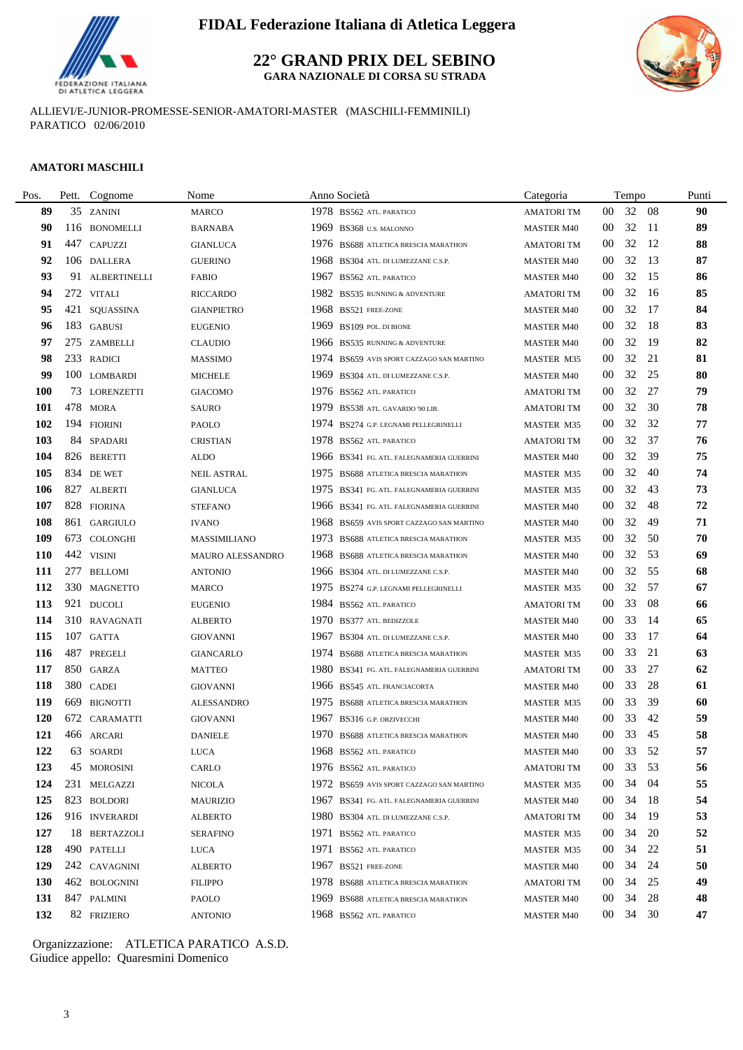# FIDAL Federazione Italiana di Atletica Leggera

## 22° GRAND PRIX DEL SEBINO

### GARA NAZIONALE DI CORSA SU STRADA

ALLIEVI/E-JUNIOR-PROMESSE-SENIOR-AMATORI-MASTER (MASCHILI-FEMMINILI)
PARATICO 02/06/2010

**AMATORI MASCHILI**

| Pos. | Pett. | Cognome | Nome | Anno | Società | Categoria | Tempo | Punti |
|---|---|---|---|---|---|---|---|---|
| 89 | 35 | ZANINI | MARCO | 1978 | BS562 ATL. PARATICO | AMATORI TM | 00 32 08 | 90 |
| 90 | 116 | BONOMELLI | BARNABA | 1969 | BS368 U.S. MALONNO | MASTER M40 | 00 32 11 | 89 |
| 91 | 447 | CAPUZZI | GIANLUCA | 1976 | BS688 ATLETICA BRESCIA MARATHON | AMATORI TM | 00 32 12 | 88 |
| 92 | 106 | DALLERA | GUERINO | 1968 | BS304 ATL. DI LUMEZZANE C.S.P. | MASTER M40 | 00 32 13 | 87 |
| 93 | 91 | ALBERTINELLI | FABIO | 1967 | BS562 ATL. PARATICO | MASTER M40 | 00 32 15 | 86 |
| 94 | 272 | VITALI | RICCARDO | 1982 | BS535 RUNNING & ADVENTURE | AMATORI TM | 00 32 16 | 85 |
| 95 | 421 | SQUASSINA | GIANPIETRO | 1968 | BS521 FREE-ZONE | MASTER M40 | 00 32 17 | 84 |
| 96 | 183 | GABUSI | EUGENIO | 1969 | BS109 POL. DI BIONE | MASTER M40 | 00 32 18 | 83 |
| 97 | 275 | ZAMBELLI | CLAUDIO | 1966 | BS535 RUNNING & ADVENTURE | MASTER M40 | 00 32 19 | 82 |
| 98 | 233 | RADICI | MASSIMO | 1974 | BS659 AVIS SPORT CAZZAGO SAN MARTINO | MASTER M35 | 00 32 21 | 81 |
| 99 | 100 | LOMBARDI | MICHELE | 1969 | BS304 ATL. DI LUMEZZANE C.S.P. | MASTER M40 | 00 32 25 | 80 |
| 100 | 73 | LORENZETTI | GIACOMO | 1976 | BS562 ATL. PARATICO | AMATORI TM | 00 32 27 | 79 |
| 101 | 478 | MORA | SAURO | 1979 | BS538 ATL. GAVARDO '90 LIB. | AMATORI TM | 00 32 30 | 78 |
| 102 | 194 | FIORINI | PAOLO | 1974 | BS274 G.P. LEGNAMI PELLEGRINELLI | MASTER M35 | 00 32 32 | 77 |
| 103 | 84 | SPADARI | CRISTIAN | 1978 | BS562 ATL. PARATICO | AMATORI TM | 00 32 37 | 76 |
| 104 | 826 | BERETTI | ALDO | 1966 | BS341 FG. ATL. FALEGNAMERIA GUERRINI | MASTER M40 | 00 32 39 | 75 |
| 105 | 834 | DE WET | NEIL ASTRAL | 1975 | BS688 ATLETICA BRESCIA MARATHON | MASTER M35 | 00 32 40 | 74 |
| 106 | 827 | ALBERTI | GIANLUCA | 1975 | BS341 FG. ATL. FALEGNAMERIA GUERRINI | MASTER M35 | 00 32 43 | 73 |
| 107 | 828 | FIORINA | STEFANO | 1966 | BS341 FG. ATL. FALEGNAMERIA GUERRINI | MASTER M40 | 00 32 48 | 72 |
| 108 | 861 | GARGIULO | IVANO | 1968 | BS659 AVIS SPORT CAZZAGO SAN MARTINO | MASTER M40 | 00 32 49 | 71 |
| 109 | 673 | COLONGHI | MASSIMILIANO | 1973 | BS688 ATLETICA BRESCIA MARATHON | MASTER M35 | 00 32 50 | 70 |
| 110 | 442 | VISINI | MAURO ALESSANDRO | 1968 | BS688 ATLETICA BRESCIA MARATHON | MASTER M40 | 00 32 53 | 69 |
| 111 | 277 | BELLOMI | ANTONIO | 1966 | BS304 ATL. DI LUMEZZANE C.S.P. | MASTER M40 | 00 32 55 | 68 |
| 112 | 330 | MAGNETTO | MARCO | 1975 | BS274 G.P. LEGNAMI PELLEGRINELLI | MASTER M35 | 00 32 57 | 67 |
| 113 | 921 | DUCOLI | EUGENIO | 1984 | BS562 ATL. PARATICO | AMATORI TM | 00 33 08 | 66 |
| 114 | 310 | RAVAGNATI | ALBERTO | 1970 | BS377 ATL. BEDIZZOLE | MASTER M40 | 00 33 14 | 65 |
| 115 | 107 | GATTA | GIOVANNI | 1967 | BS304 ATL. DI LUMEZZANE C.S.P. | MASTER M40 | 00 33 17 | 64 |
| 116 | 487 | PREGELI | GIANCARLO | 1974 | BS688 ATLETICA BRESCIA MARATHON | MASTER M35 | 00 33 21 | 63 |
| 117 | 850 | GARZA | MATTEO | 1980 | BS341 FG. ATL. FALEGNAMERIA GUERRINI | AMATORI TM | 00 33 27 | 62 |
| 118 | 380 | CADEI | GIOVANNI | 1966 | BS545 ATL. FRANCIACORTA | MASTER M40 | 00 33 28 | 61 |
| 119 | 669 | BIGNOTTI | ALESSANDRO | 1975 | BS688 ATLETICA BRESCIA MARATHON | MASTER M35 | 00 33 39 | 60 |
| 120 | 672 | CARAMATTI | GIOVANNI | 1967 | BS316 G.P. ORZIVECCHI | MASTER M40 | 00 33 42 | 59 |
| 121 | 466 | ARCARI | DANIELE | 1970 | BS688 ATLETICA BRESCIA MARATHON | MASTER M40 | 00 33 45 | 58 |
| 122 | 63 | SOARDI | LUCA | 1968 | BS562 ATL. PARATICO | MASTER M40 | 00 33 52 | 57 |
| 123 | 45 | MOROSINI | CARLO | 1976 | BS562 ATL. PARATICO | AMATORI TM | 00 33 53 | 56 |
| 124 | 231 | MELGAZZI | NICOLA | 1972 | BS659 AVIS SPORT CAZZAGO SAN MARTINO | MASTER M35 | 00 34 04 | 55 |
| 125 | 823 | BOLDORI | MAURIZIO | 1967 | BS341 FG. ATL. FALEGNAMERIA GUERRINI | MASTER M40 | 00 34 18 | 54 |
| 126 | 916 | INVERARDI | ALBERTO | 1980 | BS304 ATL. DI LUMEZZANE C.S.P. | AMATORI TM | 00 34 19 | 53 |
| 127 | 18 | BERTAZZOLI | SERAFINO | 1971 | BS562 ATL. PARATICO | MASTER M35 | 00 34 20 | 52 |
| 128 | 490 | PATELLI | LUCA | 1971 | BS562 ATL. PARATICO | MASTER M35 | 00 34 22 | 51 |
| 129 | 242 | CAVAGNINI | ALBERTO | 1967 | BS521 FREE-ZONE | MASTER M40 | 00 34 24 | 50 |
| 130 | 462 | BOLOGNINI | FILIPPO | 1978 | BS688 ATLETICA BRESCIA MARATHON | AMATORI TM | 00 34 25 | 49 |
| 131 | 847 | PALMINI | PAOLO | 1969 | BS688 ATLETICA BRESCIA MARATHON | MASTER M40 | 00 34 28 | 48 |
| 132 | 82 | FRIZIERO | ANTONIO | 1968 | BS562 ATL. PARATICO | MASTER M40 | 00 34 30 | 47 |

Organizzazione: ATLETICA PARATICO A.S.D.
Giudice appello: Quaresmini Domenico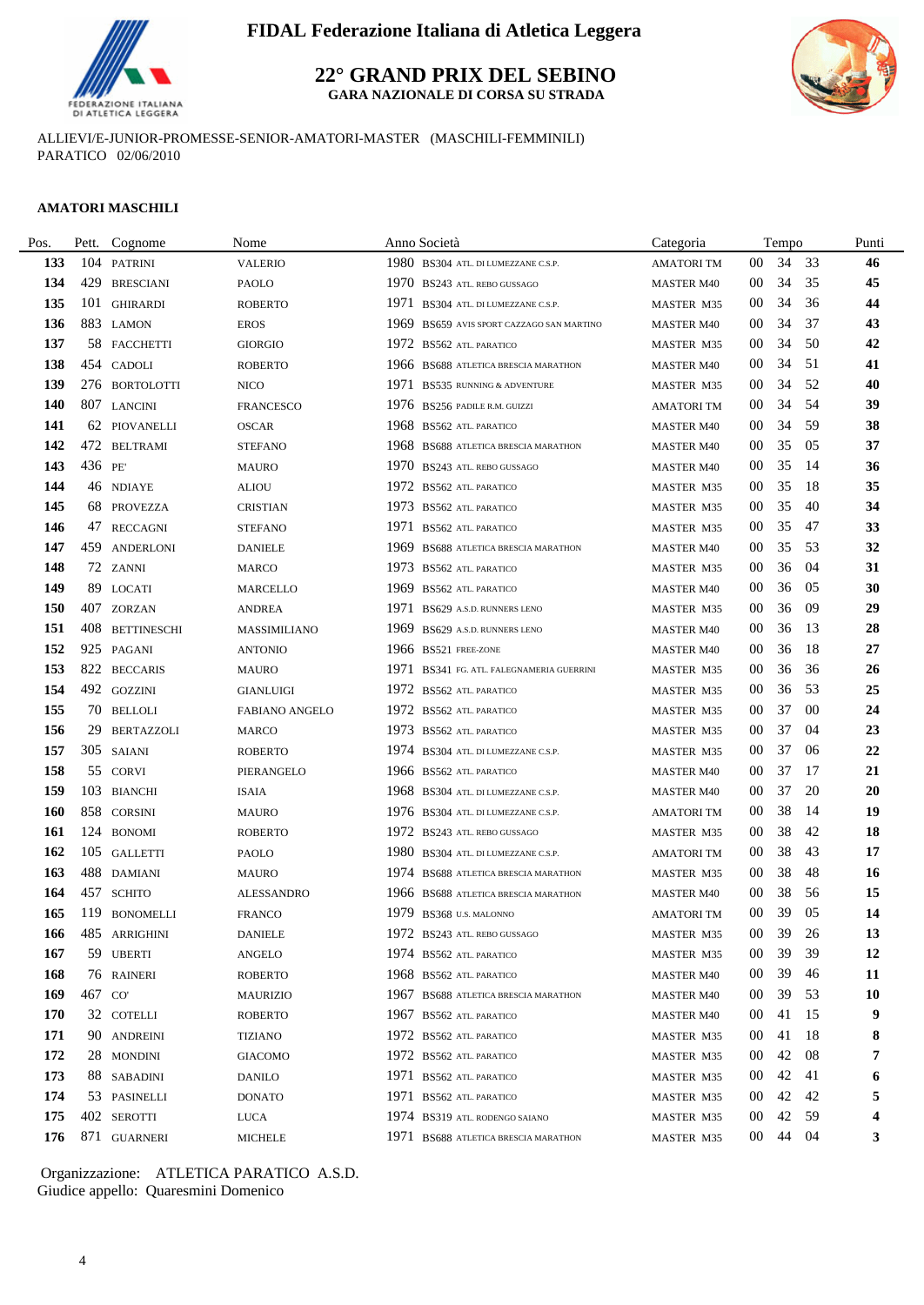# FIDAL Federazione Italiana di Atletica Leggera

## 22° GRAND PRIX DEL SEBINO

**GARA NAZIONALE DI CORSA SU STRADA**

ALLIEVI/E-JUNIOR-PROMESSE-SENIOR-AMATORI-MASTER (MASCHILI-FEMMINILI)
PARATICO 02/06/2010

**AMATORI MASCHILI**

| Pos. | Pett. | Cognome | Nome | Anno | Società | Categoria | Tempo | Punti |
|---|---|---|---|---|---|---|---|---|
| **133** | 104 | PATRINI | VALERIO | 1980 | BS304 ATL. DI LUMEZZANE C.S.P. | AMATORI TM | 00 34 33 | **46** |
| **134** | 429 | BRESCIANI | PAOLO | 1970 | BS243 ATL. REBO GUSSAGO | MASTER M40 | 00 34 35 | **45** |
| **135** | 101 | GHIRARDI | ROBERTO | 1971 | BS304 ATL. DI LUMEZZANE C.S.P. | MASTER M35 | 00 34 36 | **44** |
| **136** | 883 | LAMON | EROS | 1969 | BS659 AVIS SPORT CAZZAGO SAN MARTINO | MASTER M40 | 00 34 37 | **43** |
| **137** | 58 | FACCHETTI | GIORGIO | 1972 | BS562 ATL. PARATICO | MASTER M35 | 00 34 50 | **42** |
| **138** | 454 | CADOLI | ROBERTO | 1966 | BS688 ATLETICA BRESCIA MARATHON | MASTER M40 | 00 34 51 | **41** |
| **139** | 276 | BORTOLOTTI | NICO | 1971 | BS535 RUNNING & ADVENTURE | MASTER M35 | 00 34 52 | **40** |
| **140** | 807 | LANCINI | FRANCESCO | 1976 | BS256 PADILE R.M. GUIZZI | AMATORI TM | 00 34 54 | **39** |
| **141** | 62 | PIOVANELLI | OSCAR | 1968 | BS562 ATL. PARATICO | MASTER M40 | 00 34 59 | **38** |
| **142** | 472 | BELTRAMI | STEFANO | 1968 | BS688 ATLETICA BRESCIA MARATHON | MASTER M40 | 00 35 05 | **37** |
| **143** | 436 | PE' | MAURO | 1970 | BS243 ATL. REBO GUSSAGO | MASTER M40 | 00 35 14 | **36** |
| **144** | 46 | NDIAYE | ALIOU | 1972 | BS562 ATL. PARATICO | MASTER M35 | 00 35 18 | **35** |
| **145** | 68 | PROVEZZA | CRISTIAN | 1973 | BS562 ATL. PARATICO | MASTER M35 | 00 35 40 | **34** |
| **146** | 47 | RECCAGNI | STEFANO | 1971 | BS562 ATL. PARATICO | MASTER M35 | 00 35 47 | **33** |
| **147** | 459 | ANDERLONI | DANIELE | 1969 | BS688 ATLETICA BRESCIA MARATHON | MASTER M40 | 00 35 53 | **32** |
| **148** | 72 | ZANNI | MARCO | 1973 | BS562 ATL. PARATICO | MASTER M35 | 00 36 04 | **31** |
| **149** | 89 | LOCATI | MARCELLO | 1969 | BS562 ATL. PARATICO | MASTER M40 | 00 36 05 | **30** |
| **150** | 407 | ZORZAN | ANDREA | 1971 | BS629 A.S.D. RUNNERS LENO | MASTER M35 | 00 36 09 | **29** |
| **151** | 408 | BETTINESCHI | MASSIMILIANO | 1969 | BS629 A.S.D. RUNNERS LENO | MASTER M40 | 00 36 13 | **28** |
| **152** | 925 | PAGANI | ANTONIO | 1966 | BS521 FREE-ZONE | MASTER M40 | 00 36 18 | **27** |
| **153** | 822 | BECCARIS | MAURO | 1971 | BS341 FG. ATL. FALEGNAMERIA GUERRINI | MASTER M35 | 00 36 36 | **26** |
| **154** | 492 | GOZZINI | GIANLUIGI | 1972 | BS562 ATL. PARATICO | MASTER M35 | 00 36 53 | **25** |
| **155** | 70 | BELLOLI | FABIANO ANGELO | 1972 | BS562 ATL. PARATICO | MASTER M35 | 00 37 00 | **24** |
| **156** | 29 | BERTAZZOLI | MARCO | 1973 | BS562 ATL. PARATICO | MASTER M35 | 00 37 04 | **23** |
| **157** | 305 | SAIANI | ROBERTO | 1974 | BS304 ATL. DI LUMEZZANE C.S.P. | MASTER M35 | 00 37 06 | **22** |
| **158** | 55 | CORVI | PIERANGELO | 1966 | BS562 ATL. PARATICO | MASTER M40 | 00 37 17 | **21** |
| **159** | 103 | BIANCHI | ISAIA | 1968 | BS304 ATL. DI LUMEZZANE C.S.P. | MASTER M40 | 00 37 20 | **20** |
| **160** | 858 | CORSINI | MAURO | 1976 | BS304 ATL. DI LUMEZZANE C.S.P. | AMATORI TM | 00 38 14 | **19** |
| **161** | 124 | BONOMI | ROBERTO | 1972 | BS243 ATL. REBO GUSSAGO | MASTER M35 | 00 38 42 | **18** |
| **162** | 105 | GALLETTI | PAOLO | 1980 | BS304 ATL. DI LUMEZZANE C.S.P. | AMATORI TM | 00 38 43 | **17** |
| **163** | 488 | DAMIANI | MAURO | 1974 | BS688 ATLETICA BRESCIA MARATHON | MASTER M35 | 00 38 48 | **16** |
| **164** | 457 | SCHITO | ALESSANDRO | 1966 | BS688 ATLETICA BRESCIA MARATHON | MASTER M40 | 00 38 56 | **15** |
| **165** | 119 | BONOMELLI | FRANCO | 1979 | BS368 U.S. MALONNO | AMATORI TM | 00 39 05 | **14** |
| **166** | 485 | ARRIGHINI | DANIELE | 1972 | BS243 ATL. REBO GUSSAGO | MASTER M35 | 00 39 26 | **13** |
| **167** | 59 | UBERTI | ANGELO | 1974 | BS562 ATL. PARATICO | MASTER M35 | 00 39 39 | **12** |
| **168** | 76 | RAINERI | ROBERTO | 1968 | BS562 ATL. PARATICO | MASTER M40 | 00 39 46 | **11** |
| **169** | 467 | CO' | MAURIZIO | 1967 | BS688 ATLETICA BRESCIA MARATHON | MASTER M40 | 00 39 53 | **10** |
| **170** | 32 | COTELLI | ROBERTO | 1967 | BS562 ATL. PARATICO | MASTER M40 | 00 41 15 | **9** |
| **171** | 90 | ANDREINI | TIZIANO | 1972 | BS562 ATL. PARATICO | MASTER M35 | 00 41 18 | **8** |
| **172** | 28 | MONDINI | GIACOMO | 1972 | BS562 ATL. PARATICO | MASTER M35 | 00 42 08 | **7** |
| **173** | 88 | SABADINI | DANILO | 1971 | BS562 ATL. PARATICO | MASTER M35 | 00 42 41 | **6** |
| **174** | 53 | PASINELLI | DONATO | 1971 | BS562 ATL. PARATICO | MASTER M35 | 00 42 42 | **5** |
| **175** | 402 | SEROTTI | LUCA | 1974 | BS319 ATL. RODENGO SAIANO | MASTER M35 | 00 42 59 | **4** |
| **176** | 871 | GUARNERI | MICHELE | 1971 | BS688 ATLETICA BRESCIA MARATHON | MASTER M35 | 00 44 04 | **3** |

Organizzazione: ATLETICA PARATICO A.S.D.
Giudice appello: Quaresmini Domenico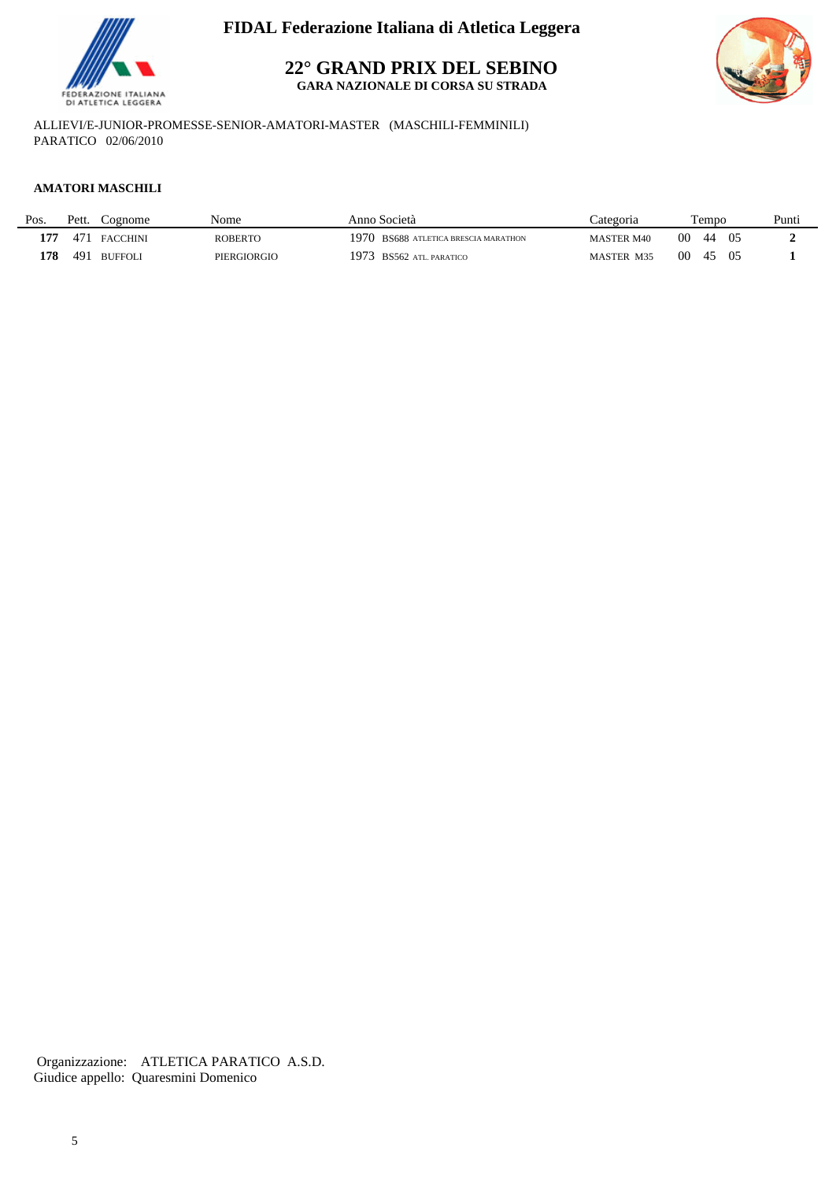**FIDAL Federazione Italiana di Atletica Leggera**

# 22° GRAND PRIX DEL SEBINO

**GARA NAZIONALE DI CORSA SU STRADA**

ALLIEVI/E-JUNIOR-PROMESSE-SENIOR-AMATORI-MASTER (MASCHILI-FEMMINILI)
PARATICO 02/06/2010

**AMATORI MASCHILI**

| Pos. | Pett. | Cognome | Nome | Anno | Società | Categoria | Tempo | Punti |
|---|---|---|---|---|---|---|---|---|
| **177** | 471 | FACCHINI | ROBERTO | 1970 | BS688 ATLETICA BRESCIA MARATHON | MASTER M40 | 00 44 05 | **2** |
| **178** | 491 | BUFFOLI | PIERGIORGIO | 1973 | BS562 ATL. PARATICO | MASTER M35 | 00 45 05 | **1** |

Organizzazione: ATLETICA PARATICO A.S.D.
Giudice appello: Quaresmini Domenico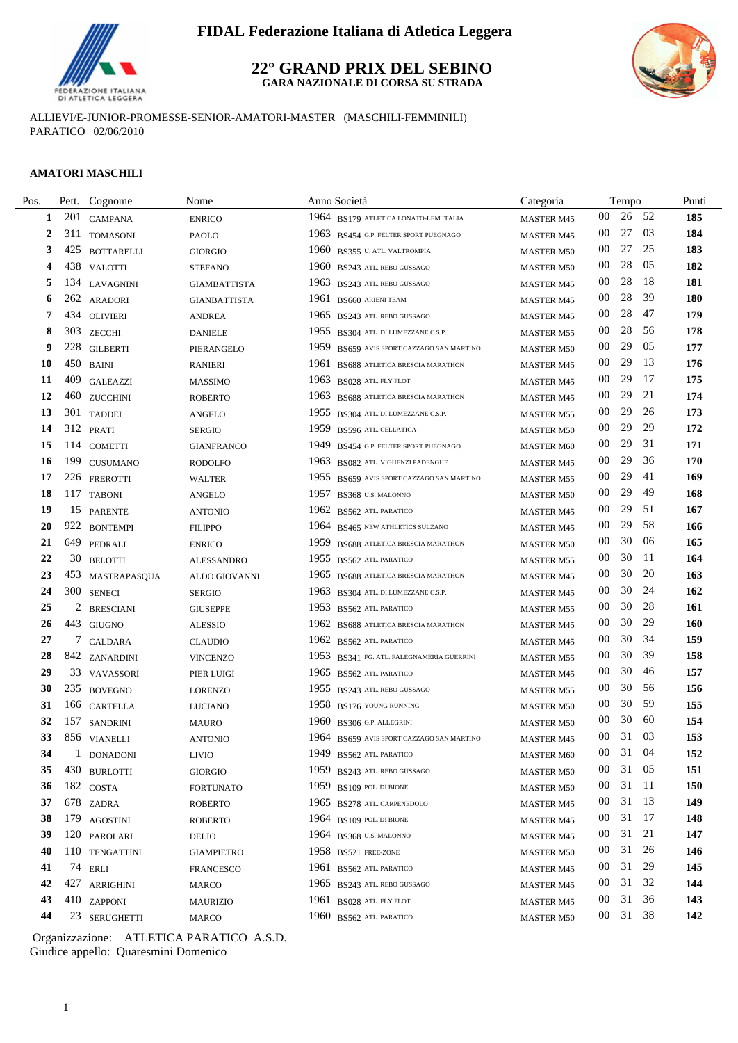# FIDAL Federazione Italiana di Atletica Leggera

## 22° GRAND PRIX DEL SEBINO

### GARA NAZIONALE DI CORSA SU STRADA

ALLIEVI/E-JUNIOR-PROMESSE-SENIOR-AMATORI-MASTER (MASCHILI-FEMMINILI)
PARATICO 02/06/2010

**AMATORI MASCHILI**

| Pos. | Pett. | Cognome | Nome | Anno | Società | Categoria | Tempo | | | Punti |
|---|---|---|---|---|---|---|---|---|---|---|
| 1 | 201 | CAMPANA | ENRICO | 1964 | BS179 ATLETICA LONATO-LEM ITALIA | MASTER M45 | 00 | 26 | 52 | 185 |
| 2 | 311 | TOMASONI | PAOLO | 1963 | BS454 G.P. FELTER SPORT PUEGNAGO | MASTER M45 | 00 | 27 | 03 | 184 |
| 3 | 425 | BOTTARELLI | GIORGIO | 1960 | BS355 U. ATL. VALTROMPIA | MASTER M50 | 00 | 27 | 25 | 183 |
| 4 | 438 | VALOTTI | STEFANO | 1960 | BS243 ATL. REBO GUSSAGO | MASTER M50 | 00 | 28 | 05 | 182 |
| 5 | 134 | LAVAGNINI | GIAMBATTISTA | 1963 | BS243 ATL. REBO GUSSAGO | MASTER M45 | 00 | 28 | 18 | 181 |
| 6 | 262 | ARADORI | GIANBATTISTA | 1961 | BS660 ARIENI TEAM | MASTER M45 | 00 | 28 | 39 | 180 |
| 7 | 434 | OLIVIERI | ANDREA | 1965 | BS243 ATL. REBO GUSSAGO | MASTER M45 | 00 | 28 | 47 | 179 |
| 8 | 303 | ZECCHI | DANIELE | 1955 | BS304 ATL. DI LUMEZZANE C.S.P. | MASTER M55 | 00 | 28 | 56 | 178 |
| 9 | 228 | GILBERTI | PIERANGELO | 1959 | BS659 AVIS SPORT CAZZAGO SAN MARTINO | MASTER M50 | 00 | 29 | 05 | 177 |
| 10 | 450 | BAINI | RANIERI | 1961 | BS688 ATLETICA BRESCIA MARATHON | MASTER M45 | 00 | 29 | 13 | 176 |
| 11 | 409 | GALEAZZI | MASSIMO | 1963 | BS028 ATL. FLY FLOT | MASTER M45 | 00 | 29 | 17 | 175 |
| 12 | 460 | ZUCCHINI | ROBERTO | 1963 | BS688 ATLETICA BRESCIA MARATHON | MASTER M45 | 00 | 29 | 21 | 174 |
| 13 | 301 | TADDEI | ANGELO | 1955 | BS304 ATL. DI LUMEZZANE C.S.P. | MASTER M55 | 00 | 29 | 26 | 173 |
| 14 | 312 | PRATI | SERGIO | 1959 | BS596 ATL. CELLATICA | MASTER M50 | 00 | 29 | 29 | 172 |
| 15 | 114 | COMETTI | GIANFRANCO | 1949 | BS454 G.P. FELTER SPORT PUEGNAGO | MASTER M60 | 00 | 29 | 31 | 171 |
| 16 | 199 | CUSUMANO | RODOLFO | 1963 | BS082 ATL. VIGHENZI PADENGHE | MASTER M45 | 00 | 29 | 36 | 170 |
| 17 | 226 | FREROTTI | WALTER | 1955 | BS659 AVIS SPORT CAZZAGO SAN MARTINO | MASTER M55 | 00 | 29 | 41 | 169 |
| 18 | 117 | TABONI | ANGELO | 1957 | BS368 U.S. MALONNO | MASTER M50 | 00 | 29 | 49 | 168 |
| 19 | 15 | PARENTE | ANTONIO | 1962 | BS562 ATL. PARATICO | MASTER M45 | 00 | 29 | 51 | 167 |
| 20 | 922 | BONTEMPI | FILIPPO | 1964 | BS465 NEW ATHLETICS SULZANO | MASTER M45 | 00 | 29 | 58 | 166 |
| 21 | 649 | PEDRALI | ENRICO | 1959 | BS688 ATLETICA BRESCIA MARATHON | MASTER M50 | 00 | 30 | 06 | 165 |
| 22 | 30 | BELOTTI | ALESSANDRO | 1955 | BS562 ATL. PARATICO | MASTER M55 | 00 | 30 | 11 | 164 |
| 23 | 453 | MASTRAPASQUA | ALDO GIOVANNI | 1965 | BS688 ATLETICA BRESCIA MARATHON | MASTER M45 | 00 | 30 | 20 | 163 |
| 24 | 300 | SENECI | SERGIO | 1963 | BS304 ATL. DI LUMEZZANE C.S.P. | MASTER M45 | 00 | 30 | 24 | 162 |
| 25 | 2 | BRESCIANI | GIUSEPPE | 1953 | BS562 ATL. PARATICO | MASTER M55 | 00 | 30 | 28 | 161 |
| 26 | 443 | GIUGNO | ALESSIO | 1962 | BS688 ATLETICA BRESCIA MARATHON | MASTER M45 | 00 | 30 | 29 | 160 |
| 27 | 7 | CALDARA | CLAUDIO | 1962 | BS562 ATL. PARATICO | MASTER M45 | 00 | 30 | 34 | 159 |
| 28 | 842 | ZANARDINI | VINCENZO | 1953 | BS341 FG. ATL. FALEGNAMERIA GUERRINI | MASTER M55 | 00 | 30 | 39 | 158 |
| 29 | 33 | VAVASSORI | PIER LUIGI | 1965 | BS562 ATL. PARATICO | MASTER M45 | 00 | 30 | 46 | 157 |
| 30 | 235 | BOVEGNO | LORENZO | 1955 | BS243 ATL. REBO GUSSAGO | MASTER M55 | 00 | 30 | 56 | 156 |
| 31 | 166 | CARTELLA | LUCIANO | 1958 | BS176 YOUNG RUNNING | MASTER M50 | 00 | 30 | 59 | 155 |
| 32 | 157 | SANDRINI | MAURO | 1960 | BS306 G.P. ALLEGRINI | MASTER M50 | 00 | 30 | 60 | 154 |
| 33 | 856 | VIANELLI | ANTONIO | 1964 | BS659 AVIS SPORT CAZZAGO SAN MARTINO | MASTER M45 | 00 | 31 | 03 | 153 |
| 34 | 1 | DONADONI | LIVIO | 1949 | BS562 ATL. PARATICO | MASTER M60 | 00 | 31 | 04 | 152 |
| 35 | 430 | BURLOTTI | GIORGIO | 1959 | BS243 ATL. REBO GUSSAGO | MASTER M50 | 00 | 31 | 05 | 151 |
| 36 | 182 | COSTA | FORTUNATO | 1959 | BS109 POL. DI BIONE | MASTER M50 | 00 | 31 | 11 | 150 |
| 37 | 678 | ZADRA | ROBERTO | 1965 | BS278 ATL. CARPENEDOLO | MASTER M45 | 00 | 31 | 13 | 149 |
| 38 | 179 | AGOSTINI | ROBERTO | 1964 | BS109 POL. DI BIONE | MASTER M45 | 00 | 31 | 17 | 148 |
| 39 | 120 | PAROLARI | DELIO | 1964 | BS368 U.S. MALONNO | MASTER M45 | 00 | 31 | 21 | 147 |
| 40 | 110 | TENGATTINI | GIAMPIETRO | 1958 | BS521 FREE-ZONE | MASTER M50 | 00 | 31 | 26 | 146 |
| 41 | 74 | ERLI | FRANCESCO | 1961 | BS562 ATL. PARATICO | MASTER M45 | 00 | 31 | 29 | 145 |
| 42 | 427 | ARRIGHINI | MARCO | 1965 | BS243 ATL. REBO GUSSAGO | MASTER M45 | 00 | 31 | 32 | 144 |
| 43 | 410 | ZAPPONI | MAURIZIO | 1961 | BS028 ATL. FLY FLOT | MASTER M45 | 00 | 31 | 36 | 143 |
| 44 | 23 | SERUGHETTI | MARCO | 1960 | BS562 ATL. PARATICO | MASTER M50 | 00 | 31 | 38 | 142 |

Organizzazione: ATLETICA PARATICO A.S.D.
Giudice appello: Quaresmini Domenico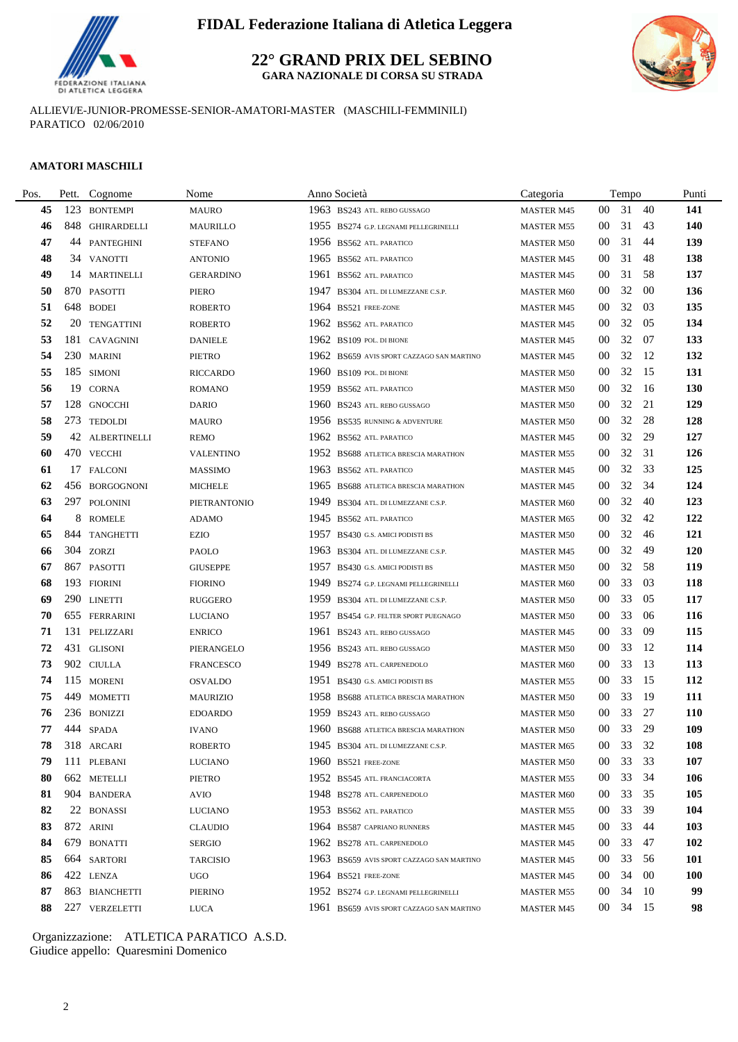# FIDAL Federazione Italiana di Atletica Leggera

## 22° GRAND PRIX DEL SEBINO

**GARA NAZIONALE DI CORSA SU STRADA**

ALLIEVI/E-JUNIOR-PROMESSE-SENIOR-AMATORI-MASTER (MASCHILI-FEMMINILI)
PARATICO 02/06/2010

### AMATORI MASCHILI

| Pos. | Pett. | Cognome | Nome | Anno | Società | Categoria | Tempo | | | Punti |
|---|---|---|---|---|---|---|---|---|---|---|
| 45 | 123 | BONTEMPI | MAURO | 1963 | BS243 ATL. REBO GUSSAGO | MASTER M45 | 00 | 31 | 40 | 141 |
| 46 | 848 | GHIRARDELLI | MAURILLO | 1955 | BS274 G.P. LEGNAMI PELLEGRINELLI | MASTER M55 | 00 | 31 | 43 | 140 |
| 47 | 44 | PANTEGHINI | STEFANO | 1956 | BS562 ATL. PARATICO | MASTER M50 | 00 | 31 | 44 | 139 |
| 48 | 34 | VANOTTI | ANTONIO | 1965 | BS562 ATL. PARATICO | MASTER M45 | 00 | 31 | 48 | 138 |
| 49 | 14 | MARTINELLI | GERARDINO | 1961 | BS562 ATL. PARATICO | MASTER M45 | 00 | 31 | 58 | 137 |
| 50 | 870 | PASOTTI | PIERO | 1947 | BS304 ATL. DI LUMEZZANE C.S.P. | MASTER M60 | 00 | 32 | 00 | 136 |
| 51 | 648 | BODEI | ROBERTO | 1964 | BS521 FREE-ZONE | MASTER M45 | 00 | 32 | 03 | 135 |
| 52 | 20 | TENGATTINI | ROBERTO | 1962 | BS562 ATL. PARATICO | MASTER M45 | 00 | 32 | 05 | 134 |
| 53 | 181 | CAVAGNINI | DANIELE | 1962 | BS109 POL. DI BIONE | MASTER M45 | 00 | 32 | 07 | 133 |
| 54 | 230 | MARINI | PIETRO | 1962 | BS659 AVIS SPORT CAZZAGO SAN MARTINO | MASTER M45 | 00 | 32 | 12 | 132 |
| 55 | 185 | SIMONI | RICCARDO | 1960 | BS109 POL. DI BIONE | MASTER M50 | 00 | 32 | 15 | 131 |
| 56 | 19 | CORNA | ROMANO | 1959 | BS562 ATL. PARATICO | MASTER M50 | 00 | 32 | 16 | 130 |
| 57 | 128 | GNOCCHI | DARIO | 1960 | BS243 ATL. REBO GUSSAGO | MASTER M50 | 00 | 32 | 21 | 129 |
| 58 | 273 | TEDOLDI | MAURO | 1956 | BS535 RUNNING & ADVENTURE | MASTER M50 | 00 | 32 | 28 | 128 |
| 59 | 42 | ALBERTINELLI | REMO | 1962 | BS562 ATL. PARATICO | MASTER M45 | 00 | 32 | 29 | 127 |
| 60 | 470 | VECCHI | VALENTINO | 1952 | BS688 ATLETICA BRESCIA MARATHON | MASTER M55 | 00 | 32 | 31 | 126 |
| 61 | 17 | FALCONI | MASSIMO | 1963 | BS562 ATL. PARATICO | MASTER M45 | 00 | 32 | 33 | 125 |
| 62 | 456 | BORGOGNONI | MICHELE | 1965 | BS688 ATLETICA BRESCIA MARATHON | MASTER M45 | 00 | 32 | 34 | 124 |
| 63 | 297 | POLONINI | PIETRANTONIO | 1949 | BS304 ATL. DI LUMEZZANE C.S.P. | MASTER M60 | 00 | 32 | 40 | 123 |
| 64 | 8 | ROMELE | ADAMO | 1945 | BS562 ATL. PARATICO | MASTER M65 | 00 | 32 | 42 | 122 |
| 65 | 844 | TANGHETTI | EZIO | 1957 | BS430 G.S. AMICI PODISTI BS | MASTER M50 | 00 | 32 | 46 | 121 |
| 66 | 304 | ZORZI | PAOLO | 1963 | BS304 ATL. DI LUMEZZANE C.S.P. | MASTER M45 | 00 | 32 | 49 | 120 |
| 67 | 867 | PASOTTI | GIUSEPPE | 1957 | BS430 G.S. AMICI PODISTI BS | MASTER M50 | 00 | 32 | 58 | 119 |
| 68 | 193 | FIORINI | FIORINO | 1949 | BS274 G.P. LEGNAMI PELLEGRINELLI | MASTER M60 | 00 | 33 | 03 | 118 |
| 69 | 290 | LINETTI | RUGGERO | 1959 | BS304 ATL. DI LUMEZZANE C.S.P. | MASTER M50 | 00 | 33 | 05 | 117 |
| 70 | 655 | FERRARINI | LUCIANO | 1957 | BS454 G.P. FELTER SPORT PUEGNAGO | MASTER M50 | 00 | 33 | 06 | 116 |
| 71 | 131 | PELIZZARI | ENRICO | 1961 | BS243 ATL. REBO GUSSAGO | MASTER M45 | 00 | 33 | 09 | 115 |
| 72 | 431 | GLISONI | PIERANGELO | 1956 | BS243 ATL. REBO GUSSAGO | MASTER M50 | 00 | 33 | 12 | 114 |
| 73 | 902 | CIULLA | FRANCESCO | 1949 | BS278 ATL. CARPENEDOLO | MASTER M60 | 00 | 33 | 13 | 113 |
| 74 | 115 | MORENI | OSVALDO | 1951 | BS430 G.S. AMICI PODISTI BS | MASTER M55 | 00 | 33 | 15 | 112 |
| 75 | 449 | MOMETTI | MAURIZIO | 1958 | BS688 ATLETICA BRESCIA MARATHON | MASTER M50 | 00 | 33 | 19 | 111 |
| 76 | 236 | BONIZZI | EDOARDO | 1959 | BS243 ATL. REBO GUSSAGO | MASTER M50 | 00 | 33 | 27 | 110 |
| 77 | 444 | SPADA | IVANO | 1960 | BS688 ATLETICA BRESCIA MARATHON | MASTER M50 | 00 | 33 | 29 | 109 |
| 78 | 318 | ARCARI | ROBERTO | 1945 | BS304 ATL. DI LUMEZZANE C.S.P. | MASTER M65 | 00 | 33 | 32 | 108 |
| 79 | 111 | PLEBANI | LUCIANO | 1960 | BS521 FREE-ZONE | MASTER M50 | 00 | 33 | 33 | 107 |
| 80 | 662 | METELLI | PIETRO | 1952 | BS545 ATL. FRANCIACORTA | MASTER M55 | 00 | 33 | 34 | 106 |
| 81 | 904 | BANDERA | AVIO | 1948 | BS278 ATL. CARPENEDOLO | MASTER M60 | 00 | 33 | 35 | 105 |
| 82 | 22 | BONASSI | LUCIANO | 1953 | BS562 ATL. PARATICO | MASTER M55 | 00 | 33 | 39 | 104 |
| 83 | 872 | ARINI | CLAUDIO | 1964 | BS587 CAPRIANO RUNNERS | MASTER M45 | 00 | 33 | 44 | 103 |
| 84 | 679 | BONATTI | SERGIO | 1962 | BS278 ATL. CARPENEDOLO | MASTER M45 | 00 | 33 | 47 | 102 |
| 85 | 664 | SARTORI | TARCISIO | 1963 | BS659 AVIS SPORT CAZZAGO SAN MARTINO | MASTER M45 | 00 | 33 | 56 | 101 |
| 86 | 422 | LENZA | UGO | 1964 | BS521 FREE-ZONE | MASTER M45 | 00 | 34 | 00 | 100 |
| 87 | 863 | BIANCHETTI | PIERINO | 1952 | BS274 G.P. LEGNAMI PELLEGRINELLI | MASTER M55 | 00 | 34 | 10 | 99 |
| 88 | 227 | VERZELETTI | LUCA | 1961 | BS659 AVIS SPORT CAZZAGO SAN MARTINO | MASTER M45 | 00 | 34 | 15 | 98 |

Organizzazione: ATLETICA PARATICO A.S.D.
Giudice appello: Quaresmini Domenico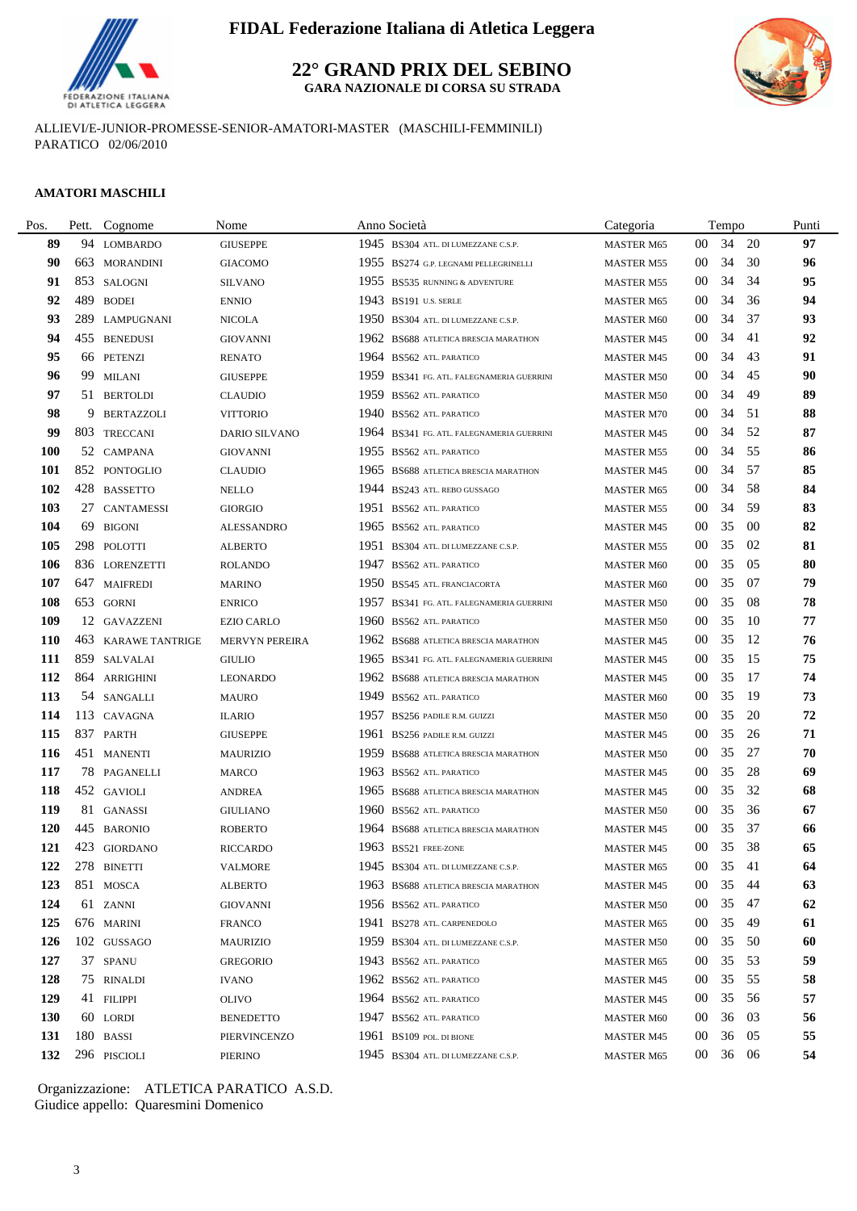# FIDAL Federazione Italiana di Atletica Leggera

## 22° GRAND PRIX DEL SEBINO

### GARA NAZIONALE DI CORSA SU STRADA

ALLIEVI/E-JUNIOR-PROMESSE-SENIOR-AMATORI-MASTER (MASCHILI-FEMMINILI)
PARATICO 02/06/2010

**AMATORI MASCHILI**

| Pos. | Pett. | Cognome | Nome | Anno | Società | Categoria | Tempo | Punti |
|---|---|---|---|---|---|---|---|---|
| **89** | 94 | LOMBARDO | GIUSEPPE | 1945 | BS304 ATL. DI LUMEZZANE C.S.P. | MASTER M65 | 00 34 20 | **97** |
| **90** | 663 | MORANDINI | GIACOMO | 1955 | BS274 G.P. LEGNAMI PELLEGRINELLI | MASTER M55 | 00 34 30 | **96** |
| **91** | 853 | SALOGNI | SILVANO | 1955 | BS535 RUNNING & ADVENTURE | MASTER M55 | 00 34 34 | **95** |
| **92** | 489 | BODEI | ENNIO | 1943 | BS191 U.S. SERLE | MASTER M65 | 00 34 36 | **94** |
| **93** | 289 | LAMPUGNANI | NICOLA | 1950 | BS304 ATL. DI LUMEZZANE C.S.P. | MASTER M60 | 00 34 37 | **93** |
| **94** | 455 | BENEDUSI | GIOVANNI | 1962 | BS688 ATLETICA BRESCIA MARATHON | MASTER M45 | 00 34 41 | **92** |
| **95** | 66 | PETENZI | RENATO | 1964 | BS562 ATL. PARATICO | MASTER M45 | 00 34 43 | **91** |
| **96** | 99 | MILANI | GIUSEPPE | 1959 | BS341 FG. ATL. FALEGNAMERIA GUERRINI | MASTER M50 | 00 34 45 | **90** |
| **97** | 51 | BERTOLDI | CLAUDIO | 1959 | BS562 ATL. PARATICO | MASTER M50 | 00 34 49 | **89** |
| **98** | 9 | BERTAZZOLI | VITTORIO | 1940 | BS562 ATL. PARATICO | MASTER M70 | 00 34 51 | **88** |
| **99** | 803 | TRECCANI | DARIO SILVANO | 1964 | BS341 FG. ATL. FALEGNAMERIA GUERRINI | MASTER M45 | 00 34 52 | **87** |
| **100** | 52 | CAMPANA | GIOVANNI | 1955 | BS562 ATL. PARATICO | MASTER M55 | 00 34 55 | **86** |
| **101** | 852 | PONTOGLIO | CLAUDIO | 1965 | BS688 ATLETICA BRESCIA MARATHON | MASTER M45 | 00 34 57 | **85** |
| **102** | 428 | BASSETTO | NELLO | 1944 | BS243 ATL. REBO GUSSAGO | MASTER M65 | 00 34 58 | **84** |
| **103** | 27 | CANTAMESSI | GIORGIO | 1951 | BS562 ATL. PARATICO | MASTER M55 | 00 34 59 | **83** |
| **104** | 69 | BIGONI | ALESSANDRO | 1965 | BS562 ATL. PARATICO | MASTER M45 | 00 35 00 | **82** |
| **105** | 298 | POLOTTI | ALBERTO | 1951 | BS304 ATL. DI LUMEZZANE C.S.P. | MASTER M55 | 00 35 02 | **81** |
| **106** | 836 | LORENZETTI | ROLANDO | 1947 | BS562 ATL. PARATICO | MASTER M60 | 00 35 05 | **80** |
| **107** | 647 | MAIFREDI | MARINO | 1950 | BS545 ATL. FRANCIACORTA | MASTER M60 | 00 35 07 | **79** |
| **108** | 653 | GORNI | ENRICO | 1957 | BS341 FG. ATL. FALEGNAMERIA GUERRINI | MASTER M50 | 00 35 08 | **78** |
| **109** | 12 | GAVAZZENI | EZIO CARLO | 1960 | BS562 ATL. PARATICO | MASTER M50 | 00 35 10 | **77** |
| **110** | 463 | KARAWE TANTRIGE | MERVYN PEREIRA | 1962 | BS688 ATLETICA BRESCIA MARATHON | MASTER M45 | 00 35 12 | **76** |
| **111** | 859 | SALVALAI | GIULIO | 1965 | BS341 FG. ATL. FALEGNAMERIA GUERRINI | MASTER M45 | 00 35 15 | **75** |
| **112** | 864 | ARRIGHINI | LEONARDO | 1962 | BS688 ATLETICA BRESCIA MARATHON | MASTER M45 | 00 35 17 | **74** |
| **113** | 54 | SANGALLI | MAURO | 1949 | BS562 ATL. PARATICO | MASTER M60 | 00 35 19 | **73** |
| **114** | 113 | CAVAGNA | ILARIO | 1957 | BS256 PADILE R.M. GUIZZI | MASTER M50 | 00 35 20 | **72** |
| **115** | 837 | PARTH | GIUSEPPE | 1961 | BS256 PADILE R.M. GUIZZI | MASTER M45 | 00 35 26 | **71** |
| **116** | 451 | MANENTI | MAURIZIO | 1959 | BS688 ATLETICA BRESCIA MARATHON | MASTER M50 | 00 35 27 | **70** |
| **117** | 78 | PAGANELLI | MARCO | 1963 | BS562 ATL. PARATICO | MASTER M45 | 00 35 28 | **69** |
| **118** | 452 | GAVIOLI | ANDREA | 1965 | BS688 ATLETICA BRESCIA MARATHON | MASTER M45 | 00 35 32 | **68** |
| **119** | 81 | GANASSI | GIULIANO | 1960 | BS562 ATL. PARATICO | MASTER M50 | 00 35 36 | **67** |
| **120** | 445 | BARONIO | ROBERTO | 1964 | BS688 ATLETICA BRESCIA MARATHON | MASTER M45 | 00 35 37 | **66** |
| **121** | 423 | GIORDANO | RICCARDO | 1963 | BS521 FREE-ZONE | MASTER M45 | 00 35 38 | **65** |
| **122** | 278 | BINETTI | VALMORE | 1945 | BS304 ATL. DI LUMEZZANE C.S.P. | MASTER M65 | 00 35 41 | **64** |
| **123** | 851 | MOSCA | ALBERTO | 1963 | BS688 ATLETICA BRESCIA MARATHON | MASTER M45 | 00 35 44 | **63** |
| **124** | 61 | ZANNI | GIOVANNI | 1956 | BS562 ATL. PARATICO | MASTER M50 | 00 35 47 | **62** |
| **125** | 676 | MARINI | FRANCO | 1941 | BS278 ATL. CARPENEDOLO | MASTER M65 | 00 35 49 | **61** |
| **126** | 102 | GUSSAGO | MAURIZIO | 1959 | BS304 ATL. DI LUMEZZANE C.S.P. | MASTER M50 | 00 35 50 | **60** |
| **127** | 37 | SPANU | GREGORIO | 1943 | BS562 ATL. PARATICO | MASTER M65 | 00 35 53 | **59** |
| **128** | 75 | RINALDI | IVANO | 1962 | BS562 ATL. PARATICO | MASTER M45 | 00 35 55 | **58** |
| **129** | 41 | FILIPPI | OLIVO | 1964 | BS562 ATL. PARATICO | MASTER M45 | 00 35 56 | **57** |
| **130** | 60 | LORDI | BENEDETTO | 1947 | BS562 ATL. PARATICO | MASTER M60 | 00 36 03 | **56** |
| **131** | 180 | BASSI | PIERVINCENZO | 1961 | BS109 POL. DI BIONE | MASTER M45 | 00 36 05 | **55** |
| **132** | 296 | PISCIOLI | PIERINO | 1945 | BS304 ATL. DI LUMEZZANE C.S.P. | MASTER M65 | 00 36 06 | **54** |

Organizzazione: ATLETICA PARATICO A.S.D.
Giudice appello: Quaresmini Domenico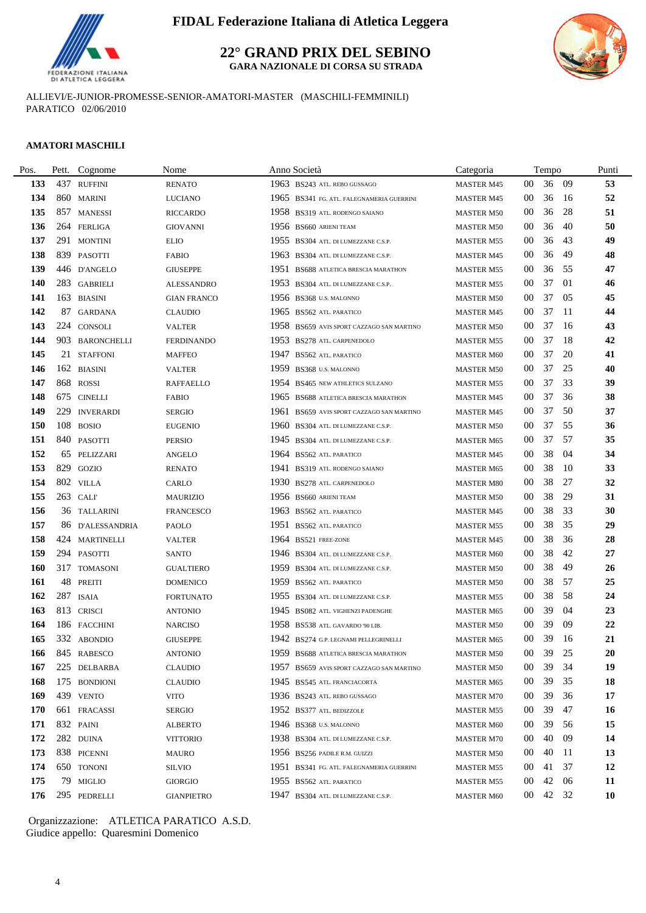# FIDAL Federazione Italiana di Atletica Leggera

## 22° GRAND PRIX DEL SEBINO

**GARA NAZIONALE DI CORSA SU STRADA**

ALLIEVI/E-JUNIOR-PROMESSE-SENIOR-AMATORI-MASTER (MASCHILI-FEMMINILI)
PARATICO 02/06/2010

**AMATORI MASCHILI**

| Pos. | Pett. | Cognome | Nome | Anno | Società | Categoria | Tempo | | | Punti |
|---|---|---|---|---|---|---|---|---|---|---|
| **133** | 437 | RUFFINI | RENATO | 1963 | BS243 ATL. REBO GUSSAGO | MASTER M45 | 00 | 36 | 09 | **53** |
| **134** | 860 | MARINI | LUCIANO | 1965 | BS341 FG. ATL. FALEGNAMERIA GUERRINI | MASTER M45 | 00 | 36 | 16 | **52** |
| **135** | 857 | MANESSI | RICCARDO | 1958 | BS319 ATL. RODENGO SAIANO | MASTER M50 | 00 | 36 | 28 | **51** |
| **136** | 264 | FERLIGA | GIOVANNI | 1956 | BS660 ARIENI TEAM | MASTER M50 | 00 | 36 | 40 | **50** |
| **137** | 291 | MONTINI | ELIO | 1955 | BS304 ATL. DI LUMEZZANE C.S.P. | MASTER M55 | 00 | 36 | 43 | **49** |
| **138** | 839 | PASOTTI | FABIO | 1963 | BS304 ATL. DI LUMEZZANE C.S.P. | MASTER M45 | 00 | 36 | 49 | **48** |
| **139** | 446 | D'ANGELO | GIUSEPPE | 1951 | BS688 ATLETICA BRESCIA MARATHON | MASTER M55 | 00 | 36 | 55 | **47** |
| **140** | 283 | GABRIELI | ALESSANDRO | 1953 | BS304 ATL. DI LUMEZZANE C.S.P. | MASTER M55 | 00 | 37 | 01 | **46** |
| **141** | 163 | BIASINI | GIAN FRANCO | 1956 | BS368 U.S. MALONNO | MASTER M50 | 00 | 37 | 05 | **45** |
| **142** | 87 | GARDANA | CLAUDIO | 1965 | BS562 ATL. PARATICO | MASTER M45 | 00 | 37 | 11 | **44** |
| **143** | 224 | CONSOLI | VALTER | 1958 | BS659 AVIS SPORT CAZZAGO SAN MARTINO | MASTER M50 | 00 | 37 | 16 | **43** |
| **144** | 903 | BARONCHELLI | FERDINANDO | 1953 | BS278 ATL. CARPENEDOLO | MASTER M55 | 00 | 37 | 18 | **42** |
| **145** | 21 | STAFFONI | MAFFEO | 1947 | BS562 ATL. PARATICO | MASTER M60 | 00 | 37 | 20 | **41** |
| **146** | 162 | BIASINI | VALTER | 1959 | BS368 U.S. MALONNO | MASTER M50 | 00 | 37 | 25 | **40** |
| **147** | 868 | ROSSI | RAFFAELLO | 1954 | BS465 NEW ATHLETICS SULZANO | MASTER M55 | 00 | 37 | 33 | **39** |
| **148** | 675 | CINELLI | FABIO | 1965 | BS688 ATLETICA BRESCIA MARATHON | MASTER M45 | 00 | 37 | 36 | **38** |
| **149** | 229 | INVERARDI | SERGIO | 1961 | BS659 AVIS SPORT CAZZAGO SAN MARTINO | MASTER M45 | 00 | 37 | 50 | **37** |
| **150** | 108 | BOSIO | EUGENIO | 1960 | BS304 ATL. DI LUMEZZANE C.S.P. | MASTER M50 | 00 | 37 | 55 | **36** |
| **151** | 840 | PASOTTI | PERSIO | 1945 | BS304 ATL. DI LUMEZZANE C.S.P. | MASTER M65 | 00 | 37 | 57 | **35** |
| **152** | 65 | PELIZZARI | ANGELO | 1964 | BS562 ATL. PARATICO | MASTER M45 | 00 | 38 | 04 | **34** |
| **153** | 829 | GOZIO | RENATO | 1941 | BS319 ATL. RODENGO SAIANO | MASTER M65 | 00 | 38 | 10 | **33** |
| **154** | 802 | VILLA | CARLO | 1930 | BS278 ATL. CARPENEDOLO | MASTER M80 | 00 | 38 | 27 | **32** |
| **155** | 263 | CALI' | MAURIZIO | 1956 | BS660 ARIENI TEAM | MASTER M50 | 00 | 38 | 29 | **31** |
| **156** | 36 | TALLARINI | FRANCESCO | 1963 | BS562 ATL. PARATICO | MASTER M45 | 00 | 38 | 33 | **30** |
| **157** | 86 | D'ALESSANDRIA | PAOLO | 1951 | BS562 ATL. PARATICO | MASTER M55 | 00 | 38 | 35 | **29** |
| **158** | 424 | MARTINELLI | VALTER | 1964 | BS521 FREE-ZONE | MASTER M45 | 00 | 38 | 36 | **28** |
| **159** | 294 | PASOTTI | SANTO | 1946 | BS304 ATL. DI LUMEZZANE C.S.P. | MASTER M60 | 00 | 38 | 42 | **27** |
| **160** | 317 | TOMASONI | GUALTIERO | 1959 | BS304 ATL. DI LUMEZZANE C.S.P. | MASTER M50 | 00 | 38 | 49 | **26** |
| **161** | 48 | PREITI | DOMENICO | 1959 | BS562 ATL. PARATICO | MASTER M50 | 00 | 38 | 57 | **25** |
| **162** | 287 | ISAIA | FORTUNATO | 1955 | BS304 ATL. DI LUMEZZANE C.S.P. | MASTER M55 | 00 | 38 | 58 | **24** |
| **163** | 813 | CRISCI | ANTONIO | 1945 | BS082 ATL. VIGHENZI PADENGHE | MASTER M65 | 00 | 39 | 04 | **23** |
| **164** | 186 | FACCHINI | NARCISO | 1958 | BS538 ATL. GAVARDO '90 LIB. | MASTER M50 | 00 | 39 | 09 | **22** |
| **165** | 332 | ABONDIO | GIUSEPPE | 1942 | BS274 G.P. LEGNAMI PELLEGRINELLI | MASTER M65 | 00 | 39 | 16 | **21** |
| **166** | 845 | RABESCO | ANTONIO | 1959 | BS688 ATLETICA BRESCIA MARATHON | MASTER M50 | 00 | 39 | 25 | **20** |
| **167** | 225 | DELBARBA | CLAUDIO | 1957 | BS659 AVIS SPORT CAZZAGO SAN MARTINO | MASTER M50 | 00 | 39 | 34 | **19** |
| **168** | 175 | BONDIONI | CLAUDIO | 1945 | BS545 ATL. FRANCIACORTA | MASTER M65 | 00 | 39 | 35 | **18** |
| **169** | 439 | VENTO | VITO | 1936 | BS243 ATL. REBO GUSSAGO | MASTER M70 | 00 | 39 | 36 | **17** |
| **170** | 661 | FRACASSI | SERGIO | 1952 | BS377 ATL. BEDIZZOLE | MASTER M55 | 00 | 39 | 47 | **16** |
| **171** | 832 | PAINI | ALBERTO | 1946 | BS368 U.S. MALONNO | MASTER M60 | 00 | 39 | 56 | **15** |
| **172** | 282 | DUINA | VITTORIO | 1938 | BS304 ATL. DI LUMEZZANE C.S.P. | MASTER M70 | 00 | 40 | 09 | **14** |
| **173** | 838 | PICENNI | MAURO | 1956 | BS256 PADILE R.M. GUIZZI | MASTER M50 | 00 | 40 | 11 | **13** |
| **174** | 650 | TONONI | SILVIO | 1951 | BS341 FG. ATL. FALEGNAMERIA GUERRINI | MASTER M55 | 00 | 41 | 37 | **12** |
| **175** | 79 | MIGLIO | GIORGIO | 1955 | BS562 ATL. PARATICO | MASTER M55 | 00 | 42 | 06 | **11** |
| **176** | 295 | PEDRELLI | GIANPIETRO | 1947 | BS304 ATL. DI LUMEZZANE C.S.P. | MASTER M60 | 00 | 42 | 32 | **10** |

Organizzazione: ATLETICA PARATICO A.S.D.
Giudice appello: Quaresmini Domenico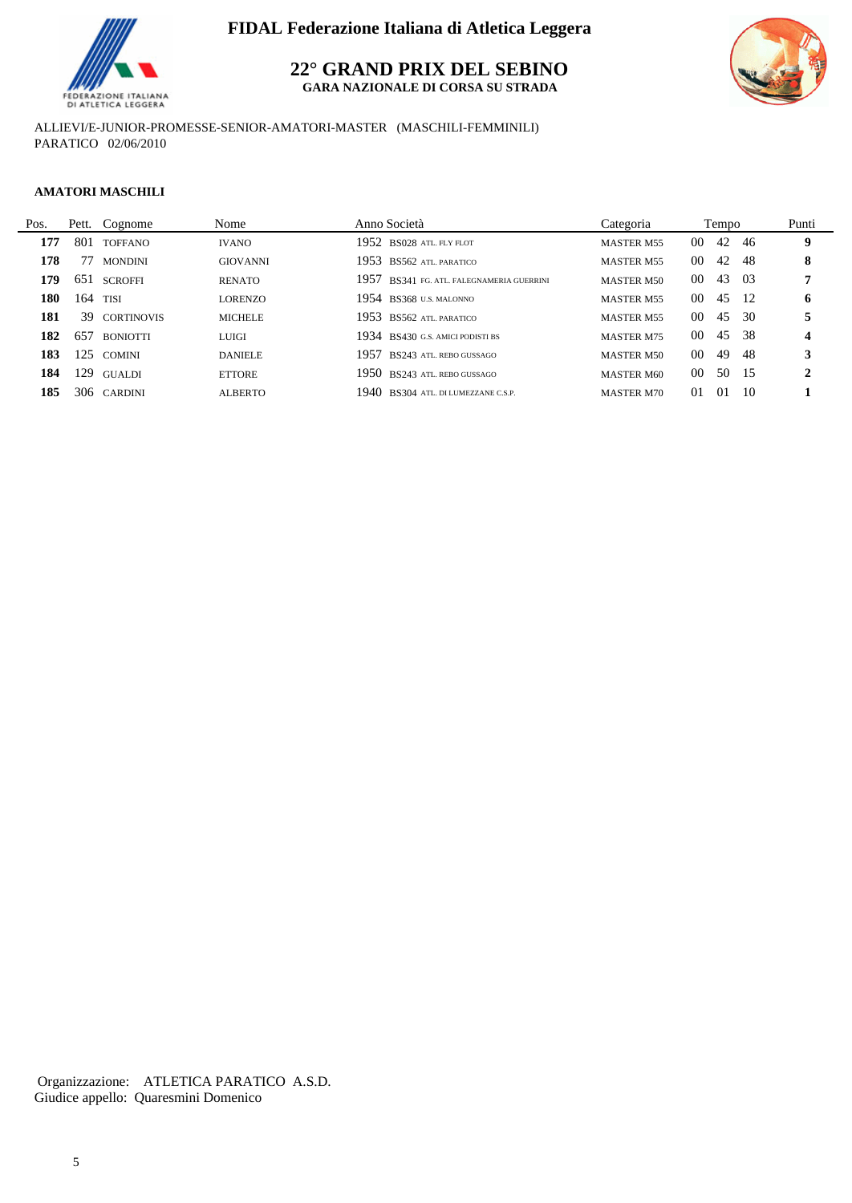**FIDAL Federazione Italiana di Atletica Leggera**

# 22° GRAND PRIX DEL SEBINO

**GARA NAZIONALE DI CORSA SU STRADA**

ALLIEVI/E-JUNIOR-PROMESSE-SENIOR-AMATORI-MASTER (MASCHILI-FEMMINILI)
PARATICO 02/06/2010

**AMATORI MASCHILI**

| Pos. | Pett. | Cognome | Nome | Anno | Società | Categoria | Tempo | Punti |
|---|---|---|---|---|---|---|---|---|
| **177** | 801 | TOFFANO | IVANO | 1952 | BS028 ATL. FLY FLOT | MASTER M55 | 00 42 46 | **9** |
| **178** | 77 | MONDINI | GIOVANNI | 1953 | BS562 ATL. PARATICO | MASTER M55 | 00 42 48 | **8** |
| **179** | 651 | SCROFFI | RENATO | 1957 | BS341 FG. ATL. FALEGNAMERIA GUERRINI | MASTER M50 | 00 43 03 | **7** |
| **180** | 164 | TISI | LORENZO | 1954 | BS368 U.S. MALONNO | MASTER M55 | 00 45 12 | **6** |
| **181** | 39 | CORTINOVIS | MICHELE | 1953 | BS562 ATL. PARATICO | MASTER M55 | 00 45 30 | **5** |
| **182** | 657 | BONIOTTI | LUIGI | 1934 | BS430 G.S. AMICI PODISTI BS | MASTER M75 | 00 45 38 | **4** |
| **183** | 125 | COMINI | DANIELE | 1957 | BS243 ATL. REBO GUSSAGO | MASTER M50 | 00 49 48 | **3** |
| **184** | 129 | GUALDI | ETTORE | 1950 | BS243 ATL. REBO GUSSAGO | MASTER M60 | 00 50 15 | **2** |
| **185** | 306 | CARDINI | ALBERTO | 1940 | BS304 ATL. DI LUMEZZANE C.S.P. | MASTER M70 | 01 01 10 | **1** |

Organizzazione: ATLETICA PARATICO A.S.D.
Giudice appello: Quaresmini Domenico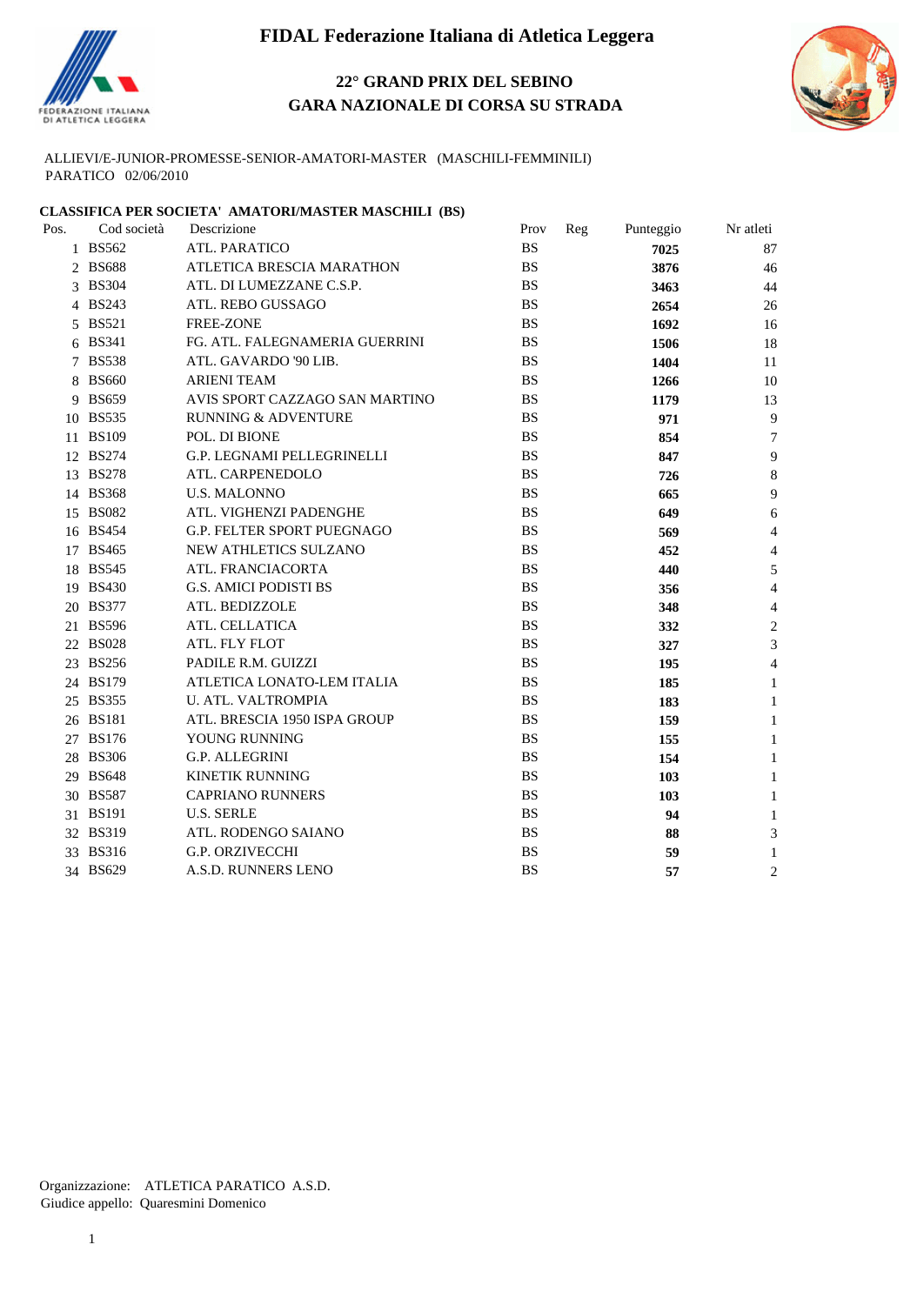# FIDAL Federazione Italiana di Atletica Leggera

## 22° GRAND PRIX DEL SEBINO
## GARA NAZIONALE DI CORSA SU STRADA

ALLIEVI/E-JUNIOR-PROMESSE-SENIOR-AMATORI-MASTER (MASCHILI-FEMMINILI)
PARATICO 02/06/2010

**CLASSIFICA PER SOCIETA' AMATORI/MASTER MASCHILI (BS)**

| Pos. | Cod società | Descrizione | Prov | Reg | Punteggio | Nr atleti |
|---|---|---|---|---|---|---|
| 1 | BS562 | ATL. PARATICO | BS | | **7025** | 87 |
| 2 | BS688 | ATLETICA BRESCIA MARATHON | BS | | **3876** | 46 |
| 3 | BS304 | ATL. DI LUMEZZANE C.S.P. | BS | | **3463** | 44 |
| 4 | BS243 | ATL. REBO GUSSAGO | BS | | **2654** | 26 |
| 5 | BS521 | FREE-ZONE | BS | | **1692** | 16 |
| 6 | BS341 | FG. ATL. FALEGNAMERIA GUERRINI | BS | | **1506** | 18 |
| 7 | BS538 | ATL. GAVARDO '90 LIB. | BS | | **1404** | 11 |
| 8 | BS660 | ARIENI TEAM | BS | | **1266** | 10 |
| 9 | BS659 | AVIS SPORT CAZZAGO SAN MARTINO | BS | | **1179** | 13 |
| 10 | BS535 | RUNNING & ADVENTURE | BS | | **971** | 9 |
| 11 | BS109 | POL. DI BIONE | BS | | **854** | 7 |
| 12 | BS274 | G.P. LEGNAMI PELLEGRINELLI | BS | | **847** | 9 |
| 13 | BS278 | ATL. CARPENEDOLO | BS | | **726** | 8 |
| 14 | BS368 | U.S. MALONNO | BS | | **665** | 9 |
| 15 | BS082 | ATL. VIGHENZI PADENGHE | BS | | **649** | 6 |
| 16 | BS454 | G.P. FELTER SPORT PUEGNAGO | BS | | **569** | 4 |
| 17 | BS465 | NEW ATHLETICS SULZANO | BS | | **452** | 4 |
| 18 | BS545 | ATL. FRANCIACORTA | BS | | **440** | 5 |
| 19 | BS430 | G.S. AMICI PODISTI BS | BS | | **356** | 4 |
| 20 | BS377 | ATL. BEDIZZOLE | BS | | **348** | 4 |
| 21 | BS596 | ATL. CELLATICA | BS | | **332** | 2 |
| 22 | BS028 | ATL. FLY FLOT | BS | | **327** | 3 |
| 23 | BS256 | PADILE R.M. GUIZZI | BS | | **195** | 4 |
| 24 | BS179 | ATLETICA LONATO-LEM ITALIA | BS | | **185** | 1 |
| 25 | BS355 | U. ATL. VALTROMPIA | BS | | **183** | 1 |
| 26 | BS181 | ATL. BRESCIA 1950 ISPA GROUP | BS | | **159** | 1 |
| 27 | BS176 | YOUNG RUNNING | BS | | **155** | 1 |
| 28 | BS306 | G.P. ALLEGRINI | BS | | **154** | 1 |
| 29 | BS648 | KINETIK RUNNING | BS | | **103** | 1 |
| 30 | BS587 | CAPRIANO RUNNERS | BS | | **103** | 1 |
| 31 | BS191 | U.S. SERLE | BS | | **94** | 1 |
| 32 | BS319 | ATL. RODENGO SAIANO | BS | | **88** | 3 |
| 33 | BS316 | G.P. ORZIVECCHI | BS | | **59** | 1 |
| 34 | BS629 | A.S.D. RUNNERS LENO | BS | | **57** | 2 |

Organizzazione: ATLETICA PARATICO A.S.D.
Giudice appello: Quaresmini Domenico